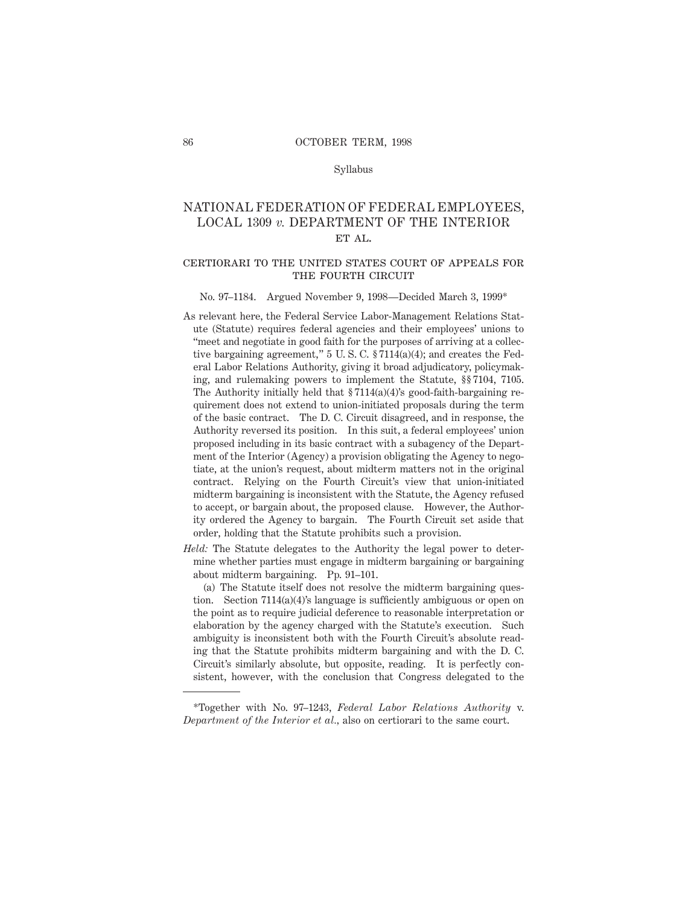Syllabus

# NATIONAL FEDERATION OF FEDERAL EMPLOYEES, LOCAL 1309 *v.* DEPARTMENT OF THE INTERIOR ET AL.

## CERTIORARI TO THE UNITED STATES COURT OF APPEALS FOR THE FOURTH CIRCUIT

No. 97–1184. Argued November 9, 1998—Decided March 3, 1999*

As relevant here, the Federal Service Labor-Management Relations Statute (Statute) requires federal agencies and their employees' unions to "meet and negotiate in good faith for the purposes of arriving at a collective bargaining agreement," 5 U. S. C. § 7114(a)(4); and creates the Federal Labor Relations Authority, giving it broad adjudicatory, policymaking, and rulemaking powers to implement the Statute, §§ 7104, 7105. The Authority initially held that § 7114(a)(4)'s good-faith-bargaining requirement does not extend to union-initiated proposals during the term of the basic contract. The D. C. Circuit disagreed, and in response, the Authority reversed its position. In this suit, a federal employees' union proposed including in its basic contract with a subagency of the Department of the Interior (Agency) a provision obligating the Agency to negotiate, at the union's request, about midterm matters not in the original contract. Relying on the Fourth Circuit's view that union-initiated midterm bargaining is inconsistent with the Statute, the Agency refused to accept, or bargain about, the proposed clause. However, the Authority ordered the Agency to bargain. The Fourth Circuit set aside that order, holding that the Statute prohibits such a provision.

*Held:* The Statute delegates to the Authority the legal power to determine whether parties must engage in midterm bargaining or bargaining about midterm bargaining. Pp. 91–101.

(a) The Statute itself does not resolve the midterm bargaining question. Section 7114(a)(4)'s language is sufficiently ambiguous or open on the point as to require judicial deference to reasonable interpretation or elaboration by the agency charged with the Statute's execution. Such ambiguity is inconsistent both with the Fourth Circuit's absolute reading that the Statute prohibits midterm bargaining and with the D. C. Circuit's similarly absolute, but opposite, reading. It is perfectly consistent, however, with the conclusion that Congress delegated to the

---

*Together with No. 97–1243, *Federal Labor Relations Authority* v. *Department of the Interior et al.*, also on certiorari to the same court.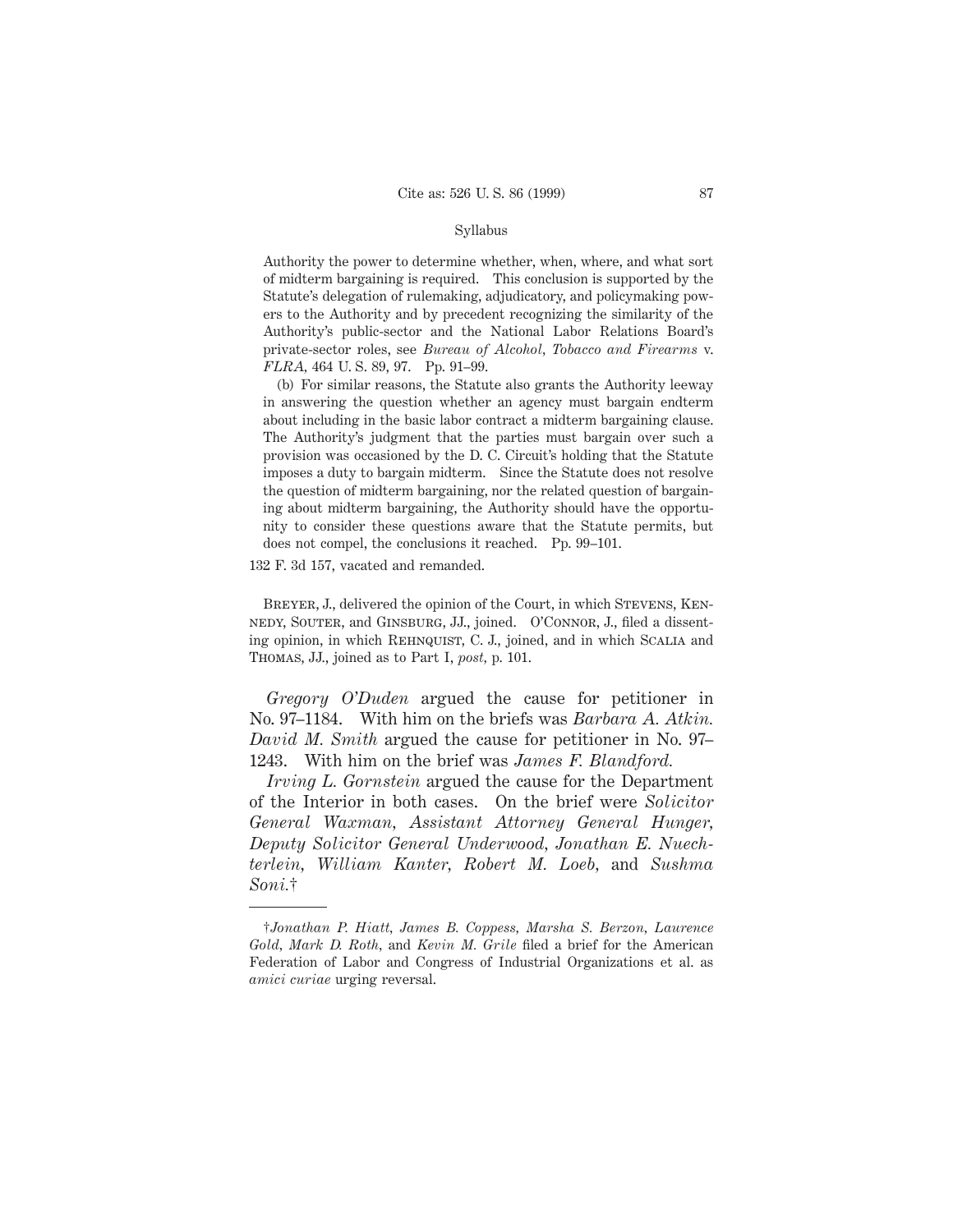Authority the power to determine whether, when, where, and what sort of midterm bargaining is required. This conclusion is supported by the Statute's delegation of rulemaking, adjudicatory, and policymaking powers to the Authority and by precedent recognizing the similarity of the Authority's public-sector and the National Labor Relations Board's private-sector roles, see *Bureau of Alcohol, Tobacco and Firearms* v. *FLRA*, 464 U. S. 89, 97. Pp. 91–99.

(b) For similar reasons, the Statute also grants the Authority leeway in answering the question whether an agency must bargain endterm about including in the basic labor contract a midterm bargaining clause. The Authority's judgment that the parties must bargain over such a provision was occasioned by the D. C. Circuit's holding that the Statute imposes a duty to bargain midterm. Since the Statute does not resolve the question of midterm bargaining, nor the related question of bargaining about midterm bargaining, the Authority should have the opportunity to consider these questions aware that the Statute permits, but does not compel, the conclusions it reached. Pp. 99–101.

132 F. 3d 157, vacated and remanded.

Breyer, J., delivered the opinion of the Court, in which Stevens, Kennedy, Souter, and Ginsburg, JJ., joined. O'Connor, J., filed a dissenting opinion, in which Rehnquist, C. J., joined, and in which Scalia and Thomas, JJ., joined as to Part I, *post*, p. 101.

*Gregory O'Duden* argued the cause for petitioner in No. 97–1184. With him on the briefs was *Barbara A. Atkin*. *David M. Smith* argued the cause for petitioner in No. 97–1243. With him on the brief was *James F. Blandford*.

*Irving L. Gornstein* argued the cause for the Department of the Interior in both cases. On the brief were *Solicitor General Waxman*, *Assistant Attorney General Hunger*, *Deputy Solicitor General Underwood*, *Jonathan E. Nuechterlein*, *William Kanter*, *Robert M. Loeb*, and *Sushma Soni*.†

---

†*Jonathan P. Hiatt*, *James B. Coppess*, *Marsha S. Berzon*, *Laurence Gold*, *Mark D. Roth*, and *Kevin M. Grile* filed a brief for the American Federation of Labor and Congress of Industrial Organizations et al. as *amici curiae* urging reversal.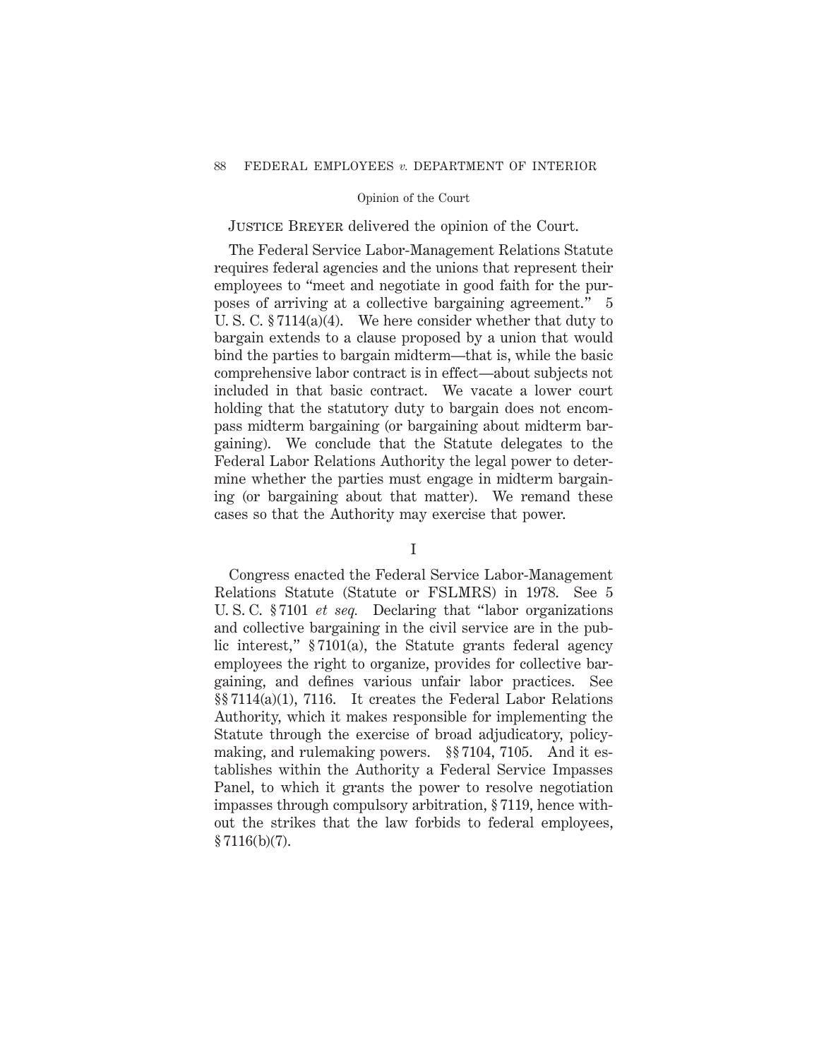Opinion of the Court

Justice Breyer delivered the opinion of the Court.

The Federal Service Labor-Management Relations Statute requires federal agencies and the unions that represent their employees to "meet and negotiate in good faith for the purposes of arriving at a collective bargaining agreement." 5 U. S. C. § 7114(a)(4). We here consider whether that duty to bargain extends to a clause proposed by a union that would bind the parties to bargain midterm—that is, while the basic comprehensive labor contract is in effect—about subjects not included in that basic contract. We vacate a lower court holding that the statutory duty to bargain does not encompass midterm bargaining (or bargaining about midterm bargaining). We conclude that the Statute delegates to the Federal Labor Relations Authority the legal power to determine whether the parties must engage in midterm bargaining (or bargaining about that matter). We remand these cases so that the Authority may exercise that power.

## I

Congress enacted the Federal Service Labor-Management Relations Statute (Statute or FSLMRS) in 1978. See 5 U. S. C. § 7101 *et seq.* Declaring that "labor organizations and collective bargaining in the civil service are in the public interest," § 7101(a), the Statute grants federal agency employees the right to organize, provides for collective bargaining, and defines various unfair labor practices. See §§ 7114(a)(1), 7116. It creates the Federal Labor Relations Authority, which it makes responsible for implementing the Statute through the exercise of broad adjudicatory, policymaking, and rulemaking powers. §§ 7104, 7105. And it establishes within the Authority a Federal Service Impasses Panel, to which it grants the power to resolve negotiation impasses through compulsory arbitration, § 7119, hence without the strikes that the law forbids to federal employees, § 7116(b)(7).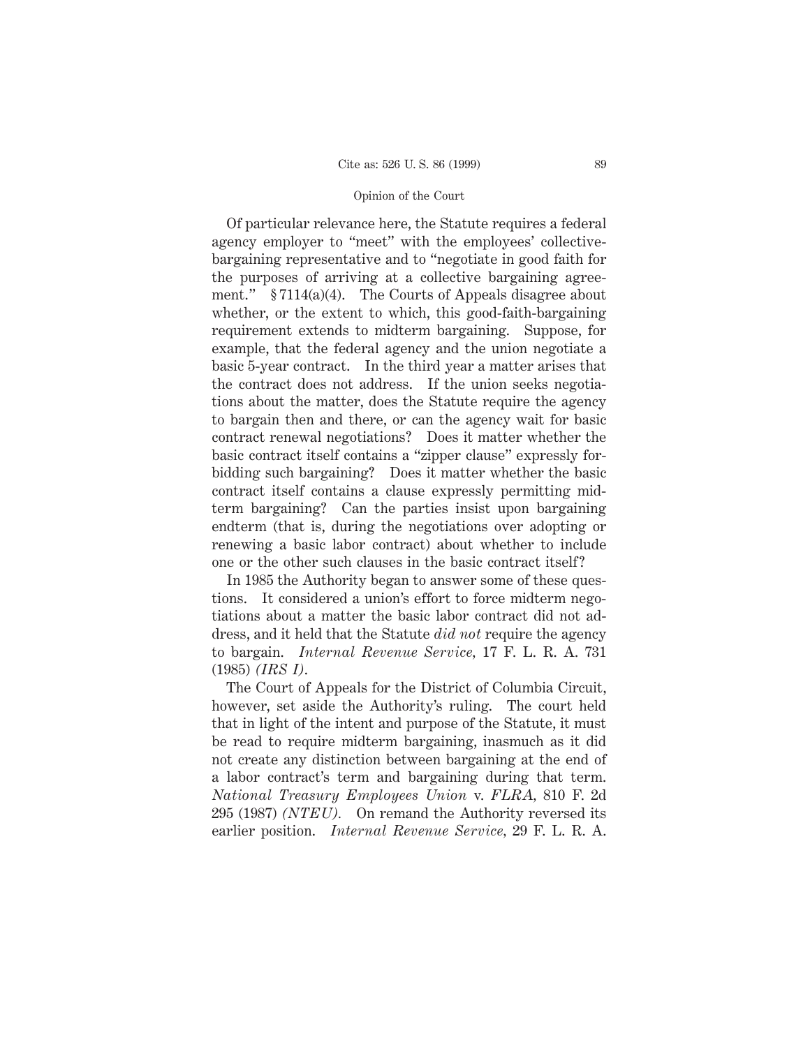Of particular relevance here, the Statute requires a federal agency employer to "meet" with the employees' collective-bargaining representative and to "negotiate in good faith for the purposes of arriving at a collective bargaining agreement." § 7114(a)(4). The Courts of Appeals disagree about whether, or the extent to which, this good-faith-bargaining requirement extends to midterm bargaining. Suppose, for example, that the federal agency and the union negotiate a basic 5-year contract. In the third year a matter arises that the contract does not address. If the union seeks negotiations about the matter, does the Statute require the agency to bargain then and there, or can the agency wait for basic contract renewal negotiations? Does it matter whether the basic contract itself contains a "zipper clause" expressly forbidding such bargaining? Does it matter whether the basic contract itself contains a clause expressly permitting midterm bargaining? Can the parties insist upon bargaining endterm (that is, during the negotiations over adopting or renewing a basic labor contract) about whether to include one or the other such clauses in the basic contract itself?

In 1985 the Authority began to answer some of these questions. It considered a union's effort to force midterm negotiations about a matter the basic labor contract did not address, and it held that the Statute *did not* require the agency to bargain. *Internal Revenue Service,* 17 F. L. R. A. 731 (1985) *(IRS I)*.

The Court of Appeals for the District of Columbia Circuit, however, set aside the Authority's ruling. The court held that in light of the intent and purpose of the Statute, it must be read to require midterm bargaining, inasmuch as it did not create any distinction between bargaining at the end of a labor contract's term and bargaining during that term. *National Treasury Employees Union* v. *FLRA,* 810 F. 2d 295 (1987) *(NTEU)*. On remand the Authority reversed its earlier position. *Internal Revenue Service,* 29 F. L. R. A.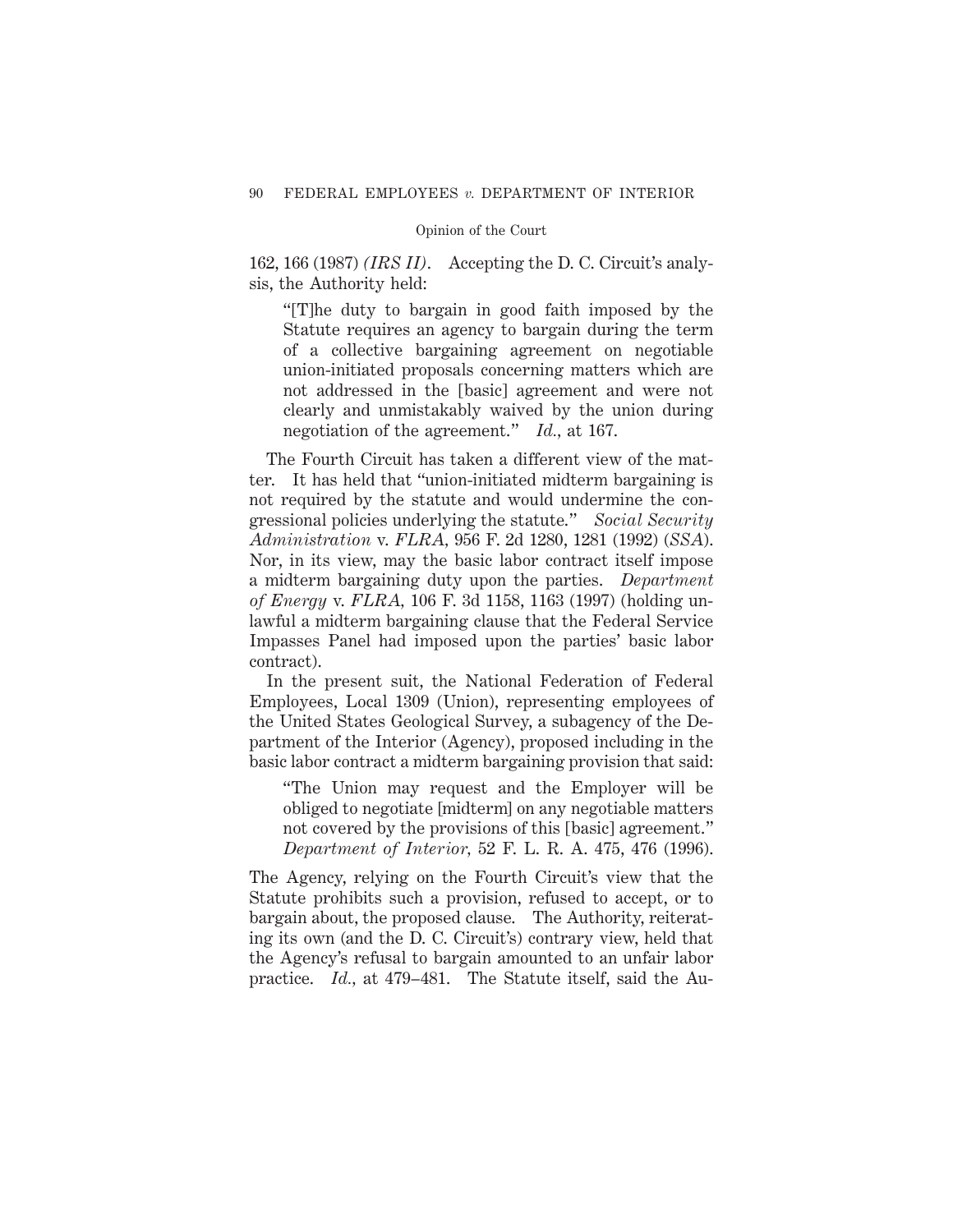162, 166 (1987) *(IRS II)*. Accepting the D. C. Circuit's analysis, the Authority held:

> "[T]he duty to bargain in good faith imposed by the Statute requires an agency to bargain during the term of a collective bargaining agreement on negotiable union-initiated proposals concerning matters which are not addressed in the [basic] agreement and were not clearly and unmistakably waived by the union during negotiation of the agreement." *Id.*, at 167.

The Fourth Circuit has taken a different view of the matter. It has held that "union-initiated midterm bargaining is not required by the statute and would undermine the congressional policies underlying the statute." *Social Security Administration* v. *FLRA*, 956 F. 2d 1280, 1281 (1992) (*SSA*). Nor, in its view, may the basic labor contract itself impose a midterm bargaining duty upon the parties. *Department of Energy* v. *FLRA*, 106 F. 3d 1158, 1163 (1997) (holding unlawful a midterm bargaining clause that the Federal Service Impasses Panel had imposed upon the parties' basic labor contract).

In the present suit, the National Federation of Federal Employees, Local 1309 (Union), representing employees of the United States Geological Survey, a subagency of the Department of the Interior (Agency), proposed including in the basic labor contract a midterm bargaining provision that said:

> "The Union may request and the Employer will be obliged to negotiate [midterm] on any negotiable matters not covered by the provisions of this [basic] agreement." *Department of Interior*, 52 F. L. R. A. 475, 476 (1996).

The Agency, relying on the Fourth Circuit's view that the Statute prohibits such a provision, refused to accept, or to bargain about, the proposed clause. The Authority, reiterating its own (and the D. C. Circuit's) contrary view, held that the Agency's refusal to bargain amounted to an unfair labor practice. *Id.*, at 479–481. The Statute itself, said the Au-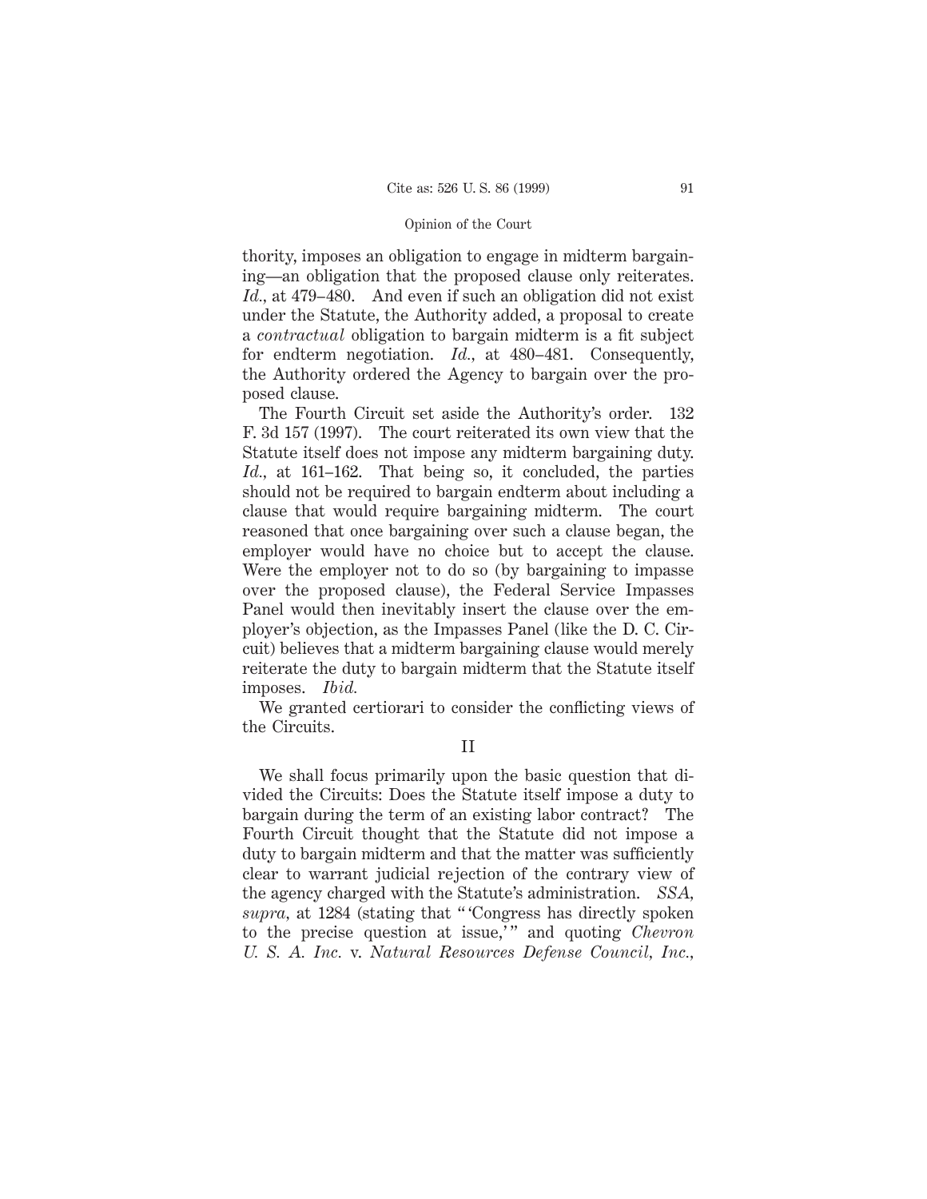thority, imposes an obligation to engage in midterm bargaining—an obligation that the proposed clause only reiterates. *Id.*, at 479–480. And even if such an obligation did not exist under the Statute, the Authority added, a proposal to create a *contractual* obligation to bargain midterm is a fit subject for endterm negotiation. *Id.*, at 480–481. Consequently, the Authority ordered the Agency to bargain over the proposed clause.

The Fourth Circuit set aside the Authority's order. 132 F. 3d 157 (1997). The court reiterated its own view that the Statute itself does not impose any midterm bargaining duty. *Id.*, at 161–162. That being so, it concluded, the parties should not be required to bargain endterm about including a clause that would require bargaining midterm. The court reasoned that once bargaining over such a clause began, the employer would have no choice but to accept the clause. Were the employer not to do so (by bargaining to impasse over the proposed clause), the Federal Service Impasses Panel would then inevitably insert the clause over the employer's objection, as the Impasses Panel (like the D. C. Circuit) believes that a midterm bargaining clause would merely reiterate the duty to bargain midterm that the Statute itself imposes. *Ibid.*

We granted certiorari to consider the conflicting views of the Circuits.

## II

We shall focus primarily upon the basic question that divided the Circuits: Does the Statute itself impose a duty to bargain during the term of an existing labor contract? The Fourth Circuit thought that the Statute did not impose a duty to bargain midterm and that the matter was sufficiently clear to warrant judicial rejection of the contrary view of the agency charged with the Statute's administration. *SSA*, *supra*, at 1284 (stating that " 'Congress has directly spoken to the precise question at issue,' " and quoting *Chevron U. S. A. Inc.* v. *Natural Resources Defense Council, Inc.*,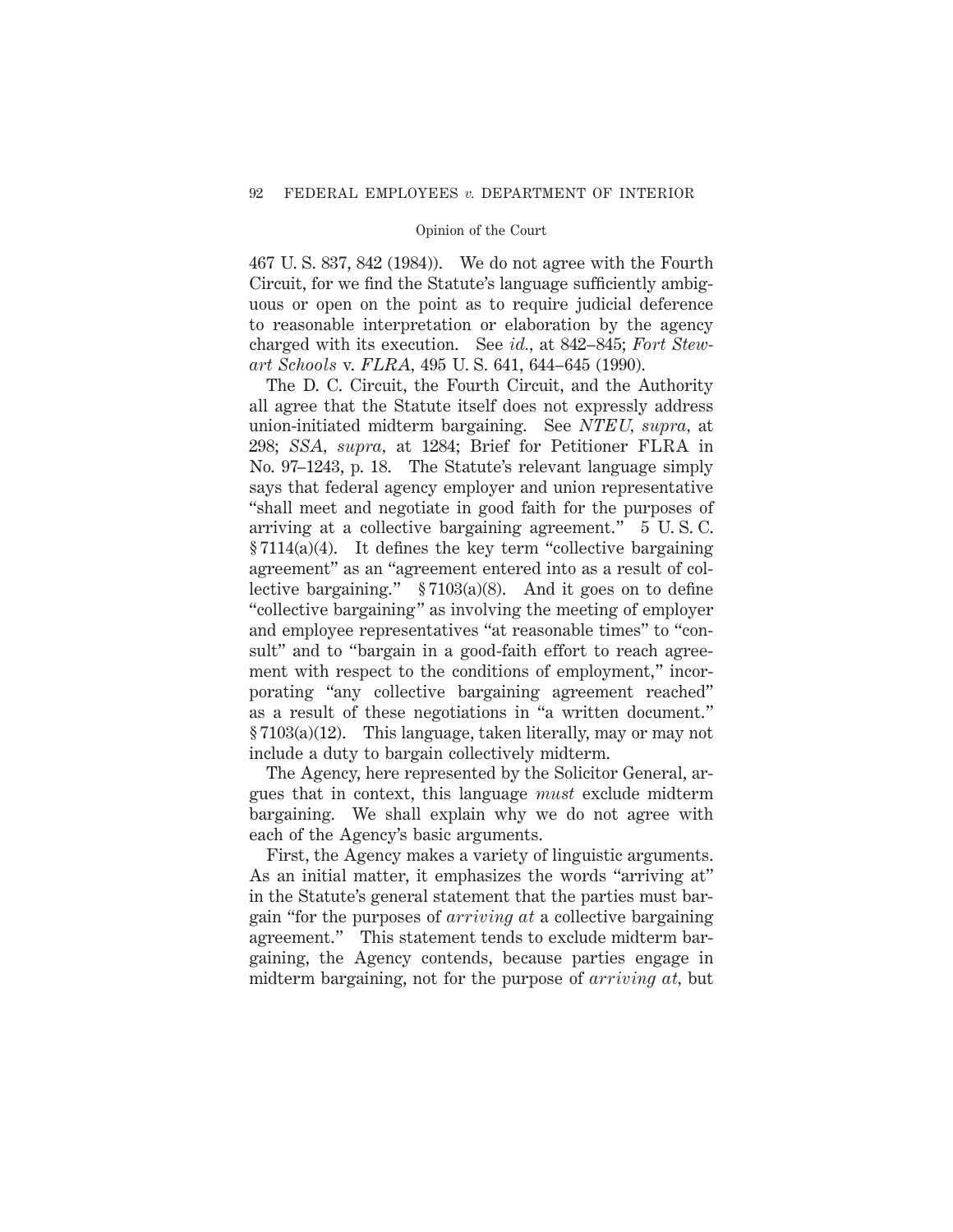467 U. S. 837, 842 (1984)). We do not agree with the Fourth Circuit, for we find the Statute's language sufficiently ambiguous or open on the point as to require judicial deference to reasonable interpretation or elaboration by the agency charged with its execution. See *id.*, at 842–845; *Fort Stewart Schools* v. *FLRA*, 495 U. S. 641, 644–645 (1990).

The D. C. Circuit, the Fourth Circuit, and the Authority all agree that the Statute itself does not expressly address union-initiated midterm bargaining. See *NTEU*, *supra*, at 298; *SSA*, *supra*, at 1284; Brief for Petitioner FLRA in No. 97–1243, p. 18. The Statute's relevant language simply says that federal agency employer and union representative "shall meet and negotiate in good faith for the purposes of arriving at a collective bargaining agreement." 5 U. S. C. § 7114(a)(4). It defines the key term "collective bargaining agreement" as an "agreement entered into as a result of collective bargaining." § 7103(a)(8). And it goes on to define "collective bargaining" as involving the meeting of employer and employee representatives "at reasonable times" to "consult" and to "bargain in a good-faith effort to reach agreement with respect to the conditions of employment," incorporating "any collective bargaining agreement reached" as a result of these negotiations in "a written document." § 7103(a)(12). This language, taken literally, may or may not include a duty to bargain collectively midterm.

The Agency, here represented by the Solicitor General, argues that in context, this language *must* exclude midterm bargaining. We shall explain why we do not agree with each of the Agency's basic arguments.

First, the Agency makes a variety of linguistic arguments. As an initial matter, it emphasizes the words "arriving at" in the Statute's general statement that the parties must bargain "for the purposes of *arriving at* a collective bargaining agreement." This statement tends to exclude midterm bargaining, the Agency contends, because parties engage in midterm bargaining, not for the purpose of *arriving at*, but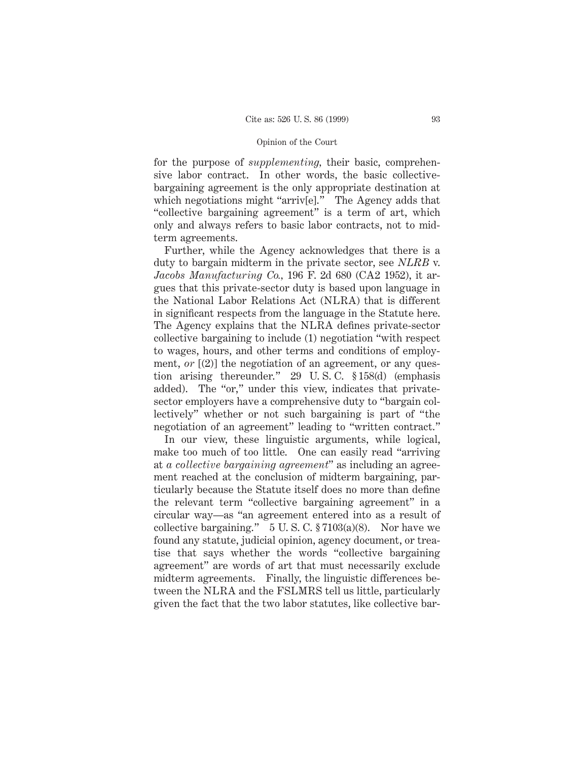for the purpose of *supplementing*, their basic, comprehensive labor contract. In other words, the basic collective-bargaining agreement is the only appropriate destination at which negotiations might "arriv[e]." The Agency adds that "collective bargaining agreement" is a term of art, which only and always refers to basic labor contracts, not to midterm agreements.

Further, while the Agency acknowledges that there is a duty to bargain midterm in the private sector, see *NLRB* v. *Jacobs Manufacturing Co.*, 196 F. 2d 680 (CA2 1952), it argues that this private-sector duty is based upon language in the National Labor Relations Act (NLRA) that is different in significant respects from the language in the Statute here. The Agency explains that the NLRA defines private-sector collective bargaining to include (1) negotiation "with respect to wages, hours, and other terms and conditions of employment, *or* [(2)] the negotiation of an agreement, or any question arising thereunder." 29 U. S. C. § 158(d) (emphasis added). The "or," under this view, indicates that private-sector employers have a comprehensive duty to "bargain collectively" whether or not such bargaining is part of "the negotiation of an agreement" leading to "written contract."

In our view, these linguistic arguments, while logical, make too much of too little. One can easily read "arriving at *a collective bargaining agreement*" as including an agreement reached at the conclusion of midterm bargaining, particularly because the Statute itself does no more than define the relevant term "collective bargaining agreement" in a circular way—as "an agreement entered into as a result of collective bargaining." 5 U. S. C. § 7103(a)(8). Nor have we found any statute, judicial opinion, agency document, or treatise that says whether the words "collective bargaining agreement" are words of art that must necessarily exclude midterm agreements. Finally, the linguistic differences between the NLRA and the FSLMRS tell us little, particularly given the fact that the two labor statutes, like collective bar-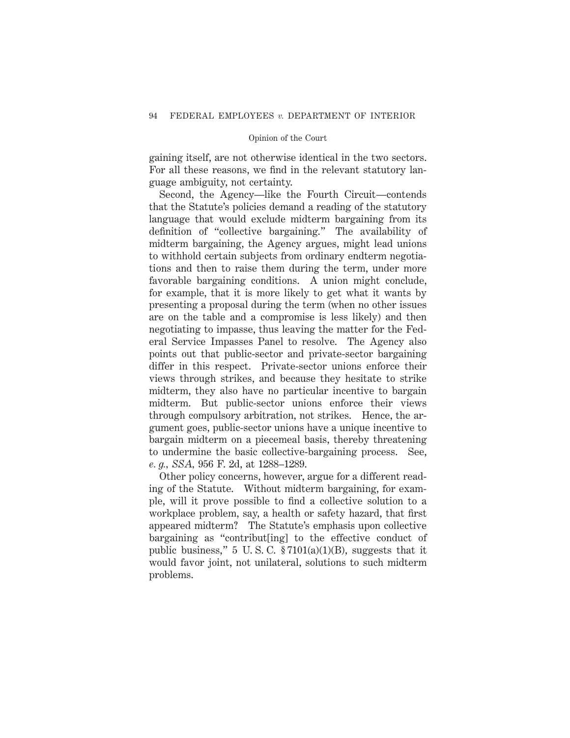gaining itself, are not otherwise identical in the two sectors. For all these reasons, we find in the relevant statutory language ambiguity, not certainty.

Second, the Agency—like the Fourth Circuit—contends that the Statute's policies demand a reading of the statutory language that would exclude midterm bargaining from its definition of "collective bargaining." The availability of midterm bargaining, the Agency argues, might lead unions to withhold certain subjects from ordinary endterm negotiations and then to raise them during the term, under more favorable bargaining conditions. A union might conclude, for example, that it is more likely to get what it wants by presenting a proposal during the term (when no other issues are on the table and a compromise is less likely) and then negotiating to impasse, thus leaving the matter for the Federal Service Impasses Panel to resolve. The Agency also points out that public-sector and private-sector bargaining differ in this respect. Private-sector unions enforce their views through strikes, and because they hesitate to strike midterm, they also have no particular incentive to bargain midterm. But public-sector unions enforce their views through compulsory arbitration, not strikes. Hence, the argument goes, public-sector unions have a unique incentive to bargain midterm on a piecemeal basis, thereby threatening to undermine the basic collective-bargaining process. See, *e. g.*, *SSA*, 956 F. 2d, at 1288–1289.

Other policy concerns, however, argue for a different reading of the Statute. Without midterm bargaining, for example, will it prove possible to find a collective solution to a workplace problem, say, a health or safety hazard, that first appeared midterm? The Statute's emphasis upon collective bargaining as "contribut[ing] to the effective conduct of public business," 5 U. S. C. § 7101(a)(1)(B), suggests that it would favor joint, not unilateral, solutions to such midterm problems.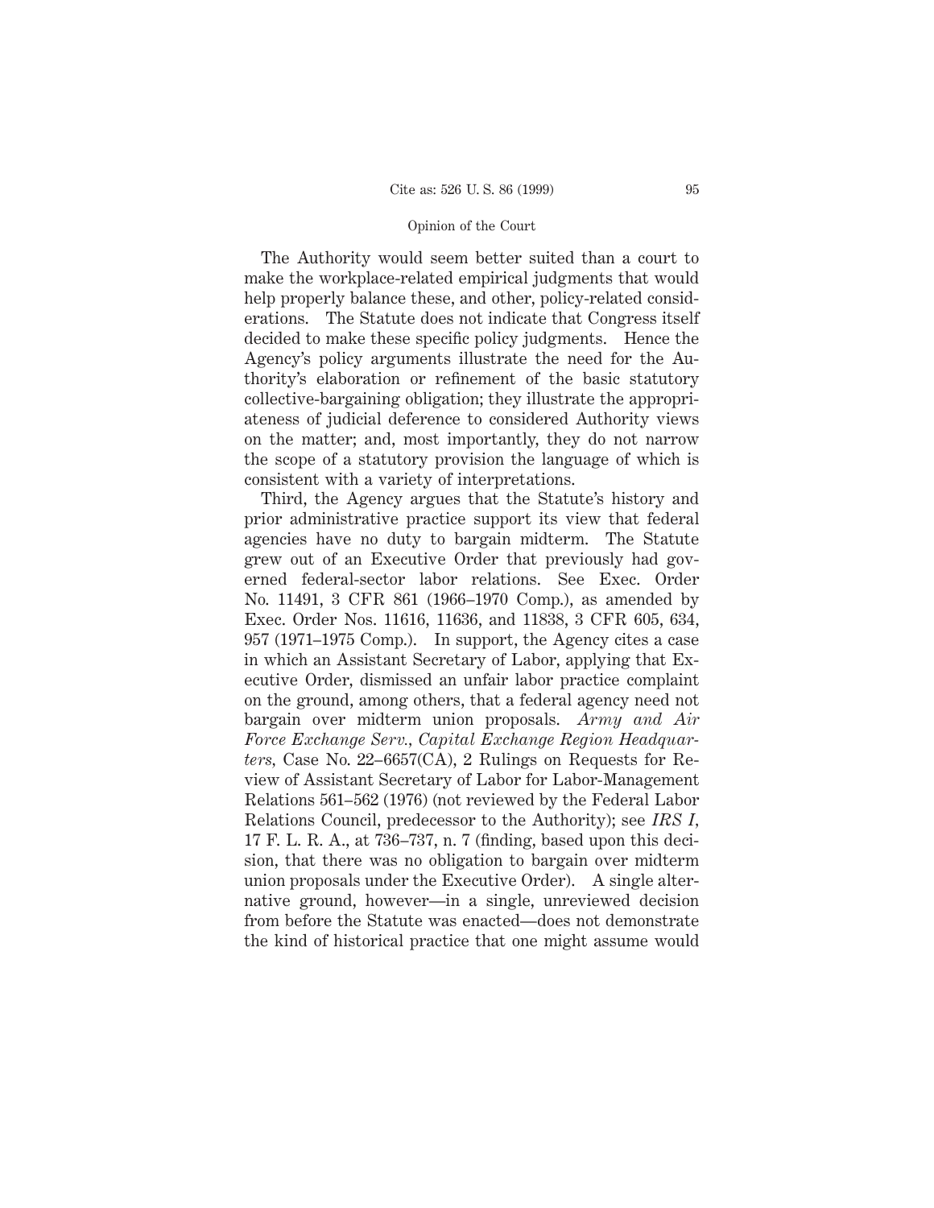The Authority would seem better suited than a court to make the workplace-related empirical judgments that would help properly balance these, and other, policy-related considerations. The Statute does not indicate that Congress itself decided to make these specific policy judgments. Hence the Agency's policy arguments illustrate the need for the Authority's elaboration or refinement of the basic statutory collective-bargaining obligation; they illustrate the appropriateness of judicial deference to considered Authority views on the matter; and, most importantly, they do not narrow the scope of a statutory provision the language of which is consistent with a variety of interpretations.

Third, the Agency argues that the Statute's history and prior administrative practice support its view that federal agencies have no duty to bargain midterm. The Statute grew out of an Executive Order that previously had governed federal-sector labor relations. See Exec. Order No. 11491, 3 CFR 861 (1966–1970 Comp.), as amended by Exec. Order Nos. 11616, 11636, and 11838, 3 CFR 605, 634, 957 (1971–1975 Comp.). In support, the Agency cites a case in which an Assistant Secretary of Labor, applying that Executive Order, dismissed an unfair labor practice complaint on the ground, among others, that a federal agency need not bargain over midterm union proposals. *Army and Air Force Exchange Serv., Capital Exchange Region Headquarters*, Case No. 22–6657(CA), 2 Rulings on Requests for Review of Assistant Secretary of Labor for Labor-Management Relations 561–562 (1976) (not reviewed by the Federal Labor Relations Council, predecessor to the Authority); see *IRS I*, 17 F. L. R. A., at 736–737, n. 7 (finding, based upon this decision, that there was no obligation to bargain over midterm union proposals under the Executive Order). A single alternative ground, however—in a single, unreviewed decision from before the Statute was enacted—does not demonstrate the kind of historical practice that one might assume would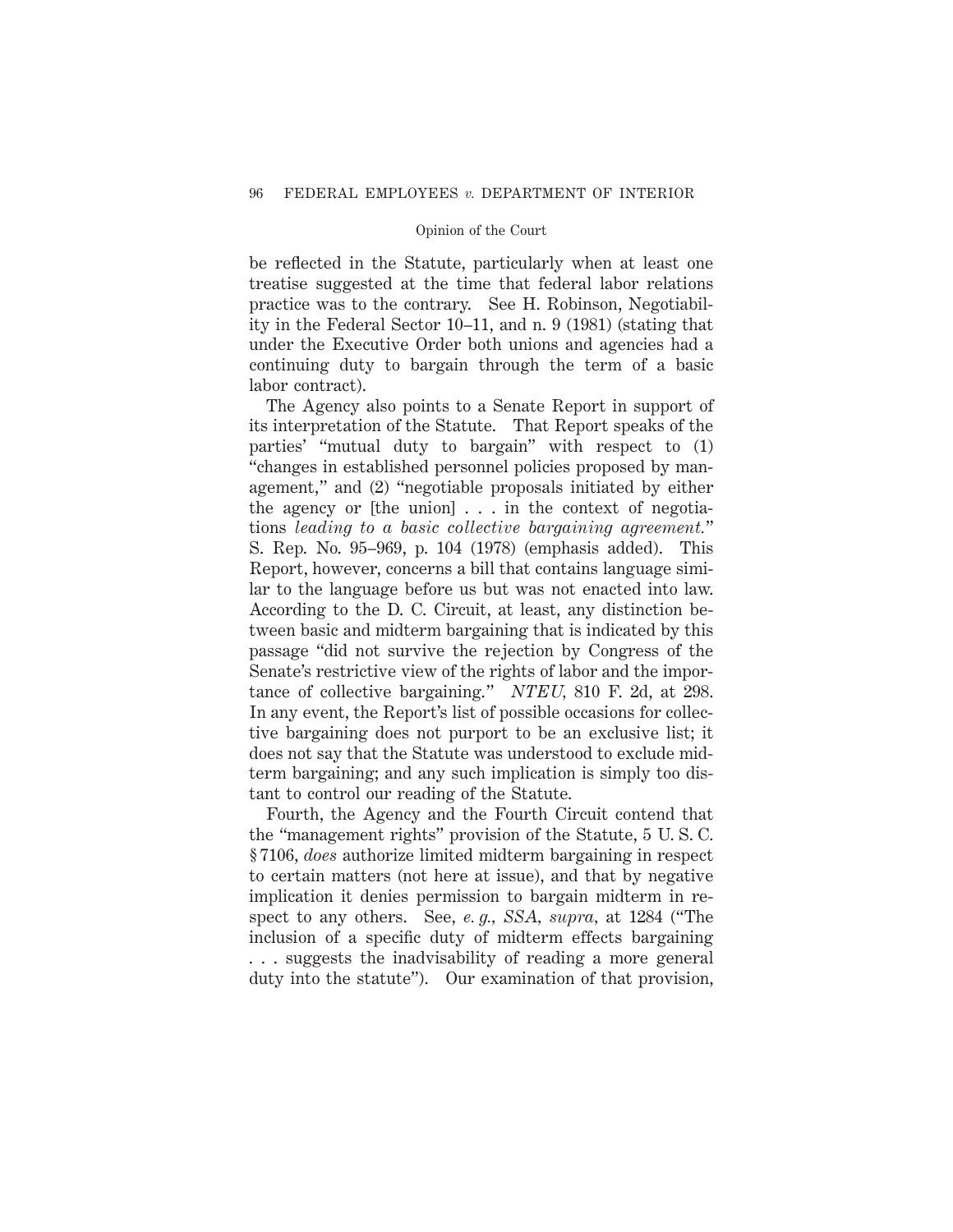be reflected in the Statute, particularly when at least one treatise suggested at the time that federal labor relations practice was to the contrary. See H. Robinson, Negotiability in the Federal Sector 10–11, and n. 9 (1981) (stating that under the Executive Order both unions and agencies had a continuing duty to bargain through the term of a basic labor contract).

The Agency also points to a Senate Report in support of its interpretation of the Statute. That Report speaks of the parties' "mutual duty to bargain" with respect to (1) "changes in established personnel policies proposed by management," and (2) "negotiable proposals initiated by either the agency or [the union] . . . in the context of negotiations *leading to a basic collective bargaining agreement.*" S. Rep. No. 95–969, p. 104 (1978) (emphasis added). This Report, however, concerns a bill that contains language similar to the language before us but was not enacted into law. According to the D. C. Circuit, at least, any distinction between basic and midterm bargaining that is indicated by this passage "did not survive the rejection by Congress of the Senate's restrictive view of the rights of labor and the importance of collective bargaining." *NTEU*, 810 F. 2d, at 298. In any event, the Report's list of possible occasions for collective bargaining does not purport to be an exclusive list; it does not say that the Statute was understood to exclude midterm bargaining; and any such implication is simply too distant to control our reading of the Statute.

Fourth, the Agency and the Fourth Circuit contend that the "management rights" provision of the Statute, 5 U. S. C. § 7106, *does* authorize limited midterm bargaining in respect to certain matters (not here at issue), and that by negative implication it denies permission to bargain midterm in respect to any others. See, *e. g.*, *SSA*, *supra*, at 1284 ("The inclusion of a specific duty of midterm effects bargaining . . . suggests the inadvisability of reading a more general duty into the statute"). Our examination of that provision,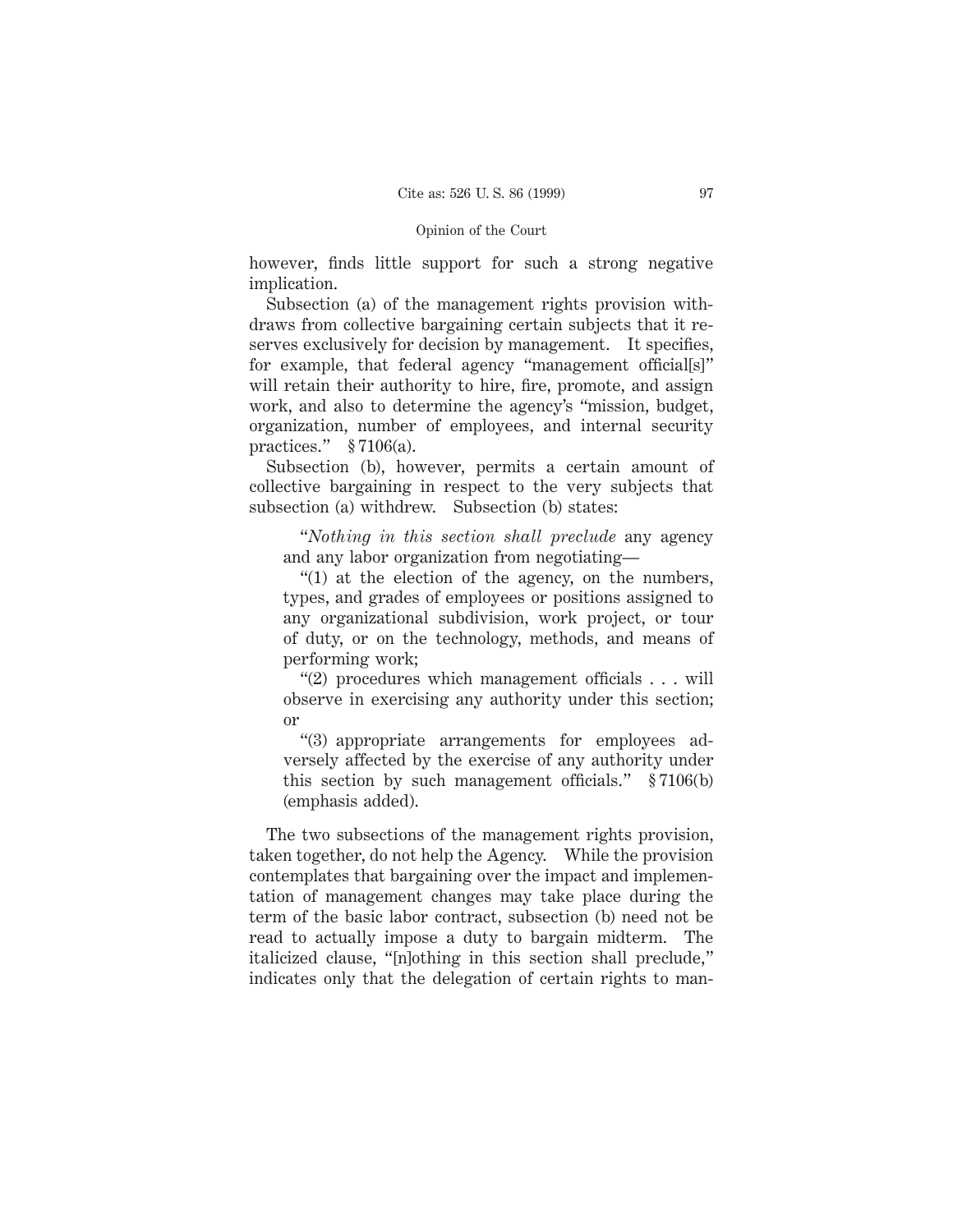however, finds little support for such a strong negative implication.

Subsection (a) of the management rights provision withdraws from collective bargaining certain subjects that it reserves exclusively for decision by management. It specifies, for example, that federal agency "management official[s]" will retain their authority to hire, fire, promote, and assign work, and also to determine the agency's "mission, budget, organization, number of employees, and internal security practices." § 7106(a).

Subsection (b), however, permits a certain amount of collective bargaining in respect to the very subjects that subsection (a) withdrew. Subsection (b) states:

> "*Nothing in this section shall preclude* any agency and any labor organization from negotiating—
>
> "(1) at the election of the agency, on the numbers, types, and grades of employees or positions assigned to any organizational subdivision, work project, or tour of duty, or on the technology, methods, and means of performing work;
>
> "(2) procedures which management officials . . . will observe in exercising any authority under this section; or
>
> "(3) appropriate arrangements for employees adversely affected by the exercise of any authority under this section by such management officials." § 7106(b) (emphasis added).

The two subsections of the management rights provision, taken together, do not help the Agency. While the provision contemplates that bargaining over the impact and implementation of management changes may take place during the term of the basic labor contract, subsection (b) need not be read to actually impose a duty to bargain midterm. The italicized clause, "[n]othing in this section shall preclude," indicates only that the delegation of certain rights to man-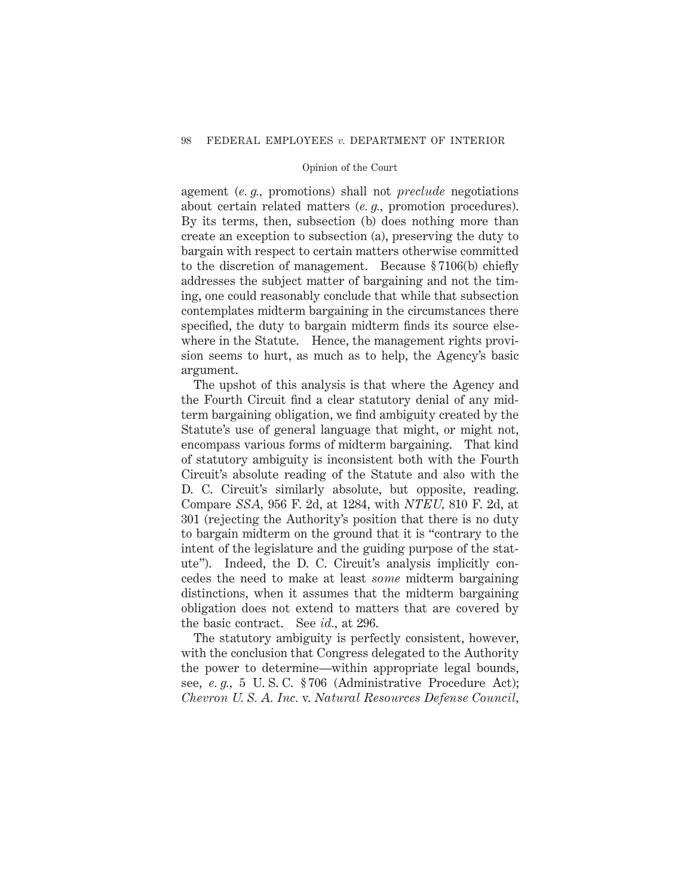agement (*e. g.,* promotions) shall not *preclude* negotiations about certain related matters (*e. g.,* promotion procedures). By its terms, then, subsection (b) does nothing more than create an exception to subsection (a), preserving the duty to bargain with respect to certain matters otherwise committed to the discretion of management. Because § 7106(b) chiefly addresses the subject matter of bargaining and not the timing, one could reasonably conclude that while that subsection contemplates midterm bargaining in the circumstances there specified, the duty to bargain midterm finds its source elsewhere in the Statute. Hence, the management rights provision seems to hurt, as much as to help, the Agency's basic argument.

The upshot of this analysis is that where the Agency and the Fourth Circuit find a clear statutory denial of any midterm bargaining obligation, we find ambiguity created by the Statute's use of general language that might, or might not, encompass various forms of midterm bargaining. That kind of statutory ambiguity is inconsistent both with the Fourth Circuit's absolute reading of the Statute and also with the D. C. Circuit's similarly absolute, but opposite, reading. Compare *SSA*, 956 F. 2d, at 1284, with *NTEU*, 810 F. 2d, at 301 (rejecting the Authority's position that there is no duty to bargain midterm on the ground that it is "contrary to the intent of the legislature and the guiding purpose of the statute"). Indeed, the D. C. Circuit's analysis implicitly concedes the need to make at least *some* midterm bargaining distinctions, when it assumes that the midterm bargaining obligation does not extend to matters that are covered by the basic contract. See *id.*, at 296.

The statutory ambiguity is perfectly consistent, however, with the conclusion that Congress delegated to the Authority the power to determine—within appropriate legal bounds, see, *e. g.,* 5 U. S. C. § 706 (Administrative Procedure Act); *Chevron U. S. A. Inc.* v. *Natural Resources Defense Council*,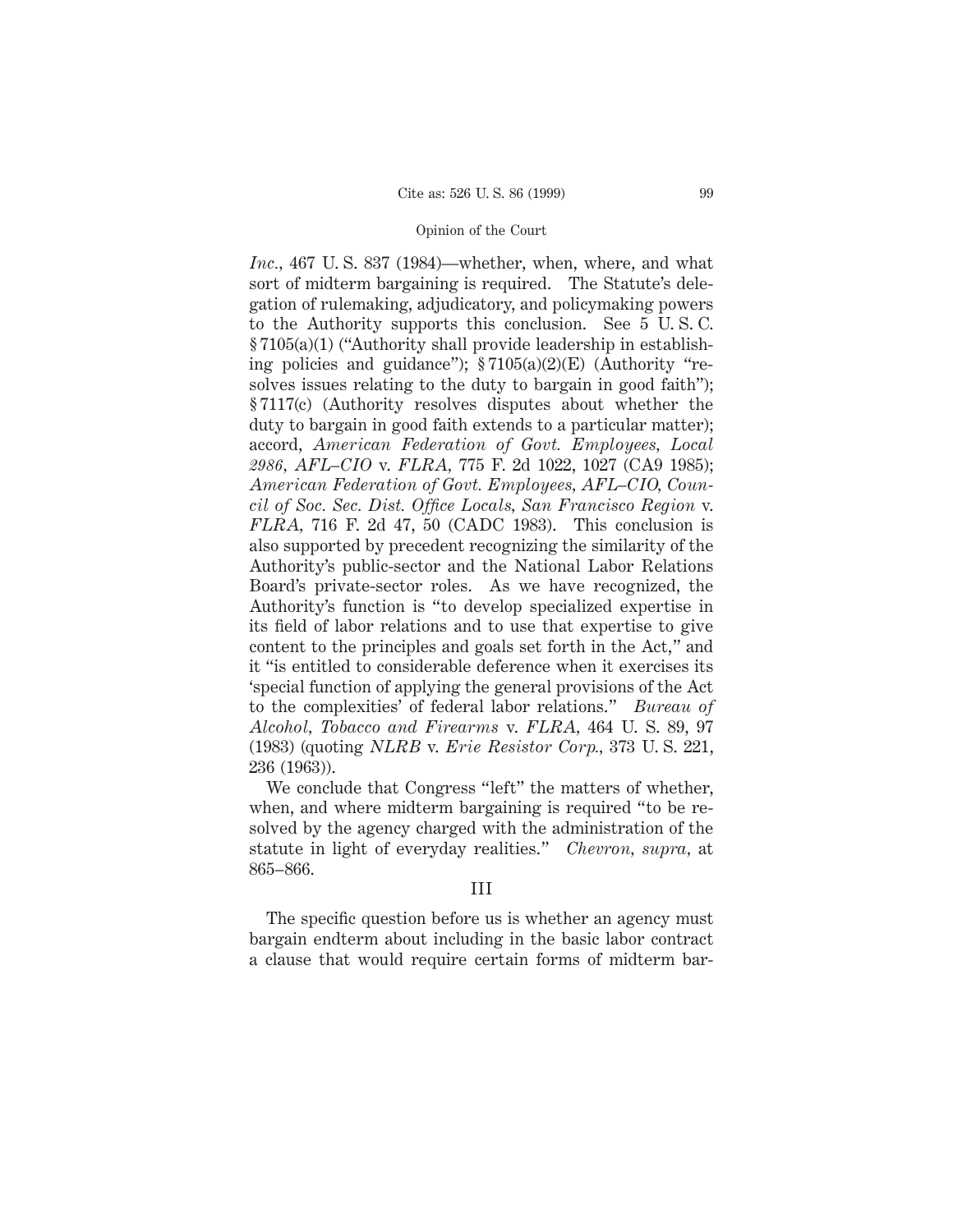*Inc.*, 467 U. S. 837 (1984)—whether, when, where, and what sort of midterm bargaining is required. The Statute's delegation of rulemaking, adjudicatory, and policymaking powers to the Authority supports this conclusion. See 5 U. S. C. § 7105(a)(1) ("Authority shall provide leadership in establishing policies and guidance"); § 7105(a)(2)(E) (Authority "resolves issues relating to the duty to bargain in good faith"); § 7117(c) (Authority resolves disputes about whether the duty to bargain in good faith extends to a particular matter); accord, *American Federation of Govt. Employees, Local 2986, AFL–CIO* v. *FLRA*, 775 F. 2d 1022, 1027 (CA9 1985); *American Federation of Govt. Employees, AFL–CIO, Council of Soc. Sec. Dist. Office Locals, San Francisco Region* v. *FLRA*, 716 F. 2d 47, 50 (CADC 1983). This conclusion is also supported by precedent recognizing the similarity of the Authority's public-sector and the National Labor Relations Board's private-sector roles. As we have recognized, the Authority's function is "to develop specialized expertise in its field of labor relations and to use that expertise to give content to the principles and goals set forth in the Act," and it "is entitled to considerable deference when it exercises its 'special function of applying the general provisions of the Act to the complexities' of federal labor relations." *Bureau of Alcohol, Tobacco and Firearms* v. *FLRA*, 464 U. S. 89, 97 (1983) (quoting *NLRB* v. *Erie Resistor Corp.*, 373 U. S. 221, 236 (1963)).

We conclude that Congress "left" the matters of whether, when, and where midterm bargaining is required "to be resolved by the agency charged with the administration of the statute in light of everyday realities." *Chevron*, *supra*, at 865–866.

## III

The specific question before us is whether an agency must bargain endterm about including in the basic labor contract a clause that would require certain forms of midterm bar-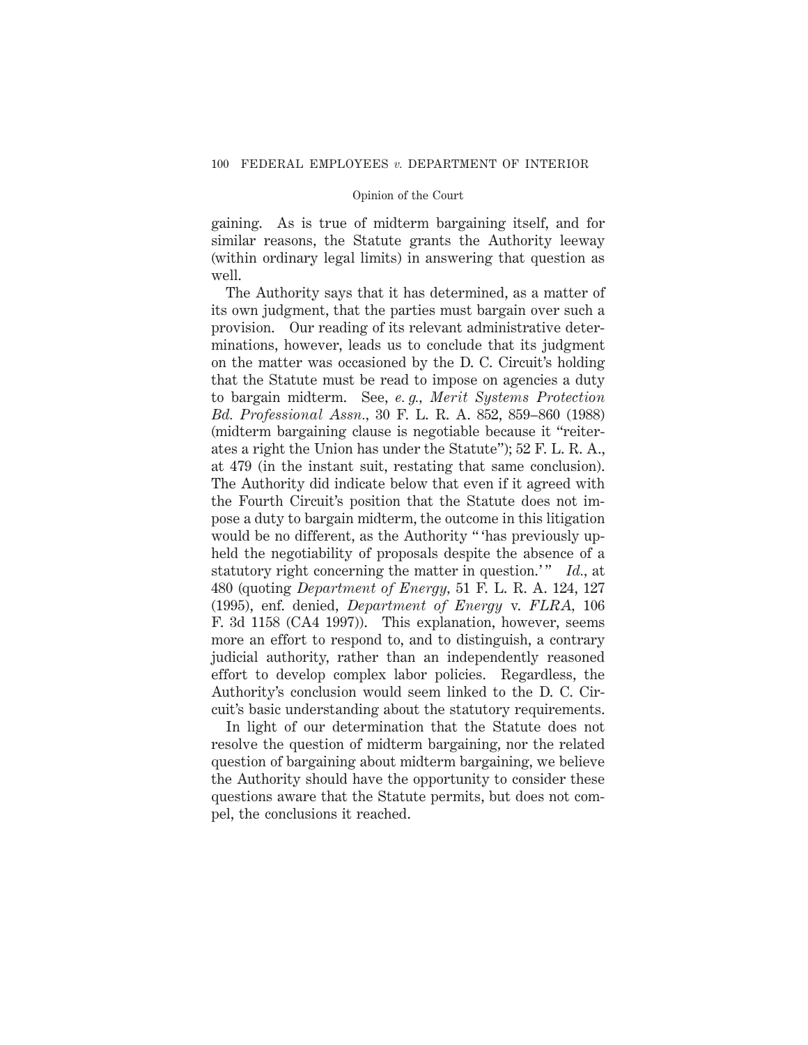gaining. As is true of midterm bargaining itself, and for similar reasons, the Statute grants the Authority leeway (within ordinary legal limits) in answering that question as well.

The Authority says that it has determined, as a matter of its own judgment, that the parties must bargain over such a provision. Our reading of its relevant administrative determinations, however, leads us to conclude that its judgment on the matter was occasioned by the D. C. Circuit's holding that the Statute must be read to impose on agencies a duty to bargain midterm. See, *e. g., Merit Systems Protection Bd. Professional Assn.,* 30 F. L. R. A. 852, 859–860 (1988) (midterm bargaining clause is negotiable because it "reiterates a right the Union has under the Statute"); 52 F. L. R. A., at 479 (in the instant suit, restating that same conclusion). The Authority did indicate below that even if it agreed with the Fourth Circuit's position that the Statute does not impose a duty to bargain midterm, the outcome in this litigation would be no different, as the Authority " 'has previously upheld the negotiability of proposals despite the absence of a statutory right concerning the matter in question.' " *Id.,* at 480 (quoting *Department of Energy,* 51 F. L. R. A. 124, 127 (1995), enf. denied, *Department of Energy* v. *FLRA,* 106 F. 3d 1158 (CA4 1997)). This explanation, however, seems more an effort to respond to, and to distinguish, a contrary judicial authority, rather than an independently reasoned effort to develop complex labor policies. Regardless, the Authority's conclusion would seem linked to the D. C. Circuit's basic understanding about the statutory requirements.

In light of our determination that the Statute does not resolve the question of midterm bargaining, nor the related question of bargaining about midterm bargaining, we believe the Authority should have the opportunity to consider these questions aware that the Statute permits, but does not compel, the conclusions it reached.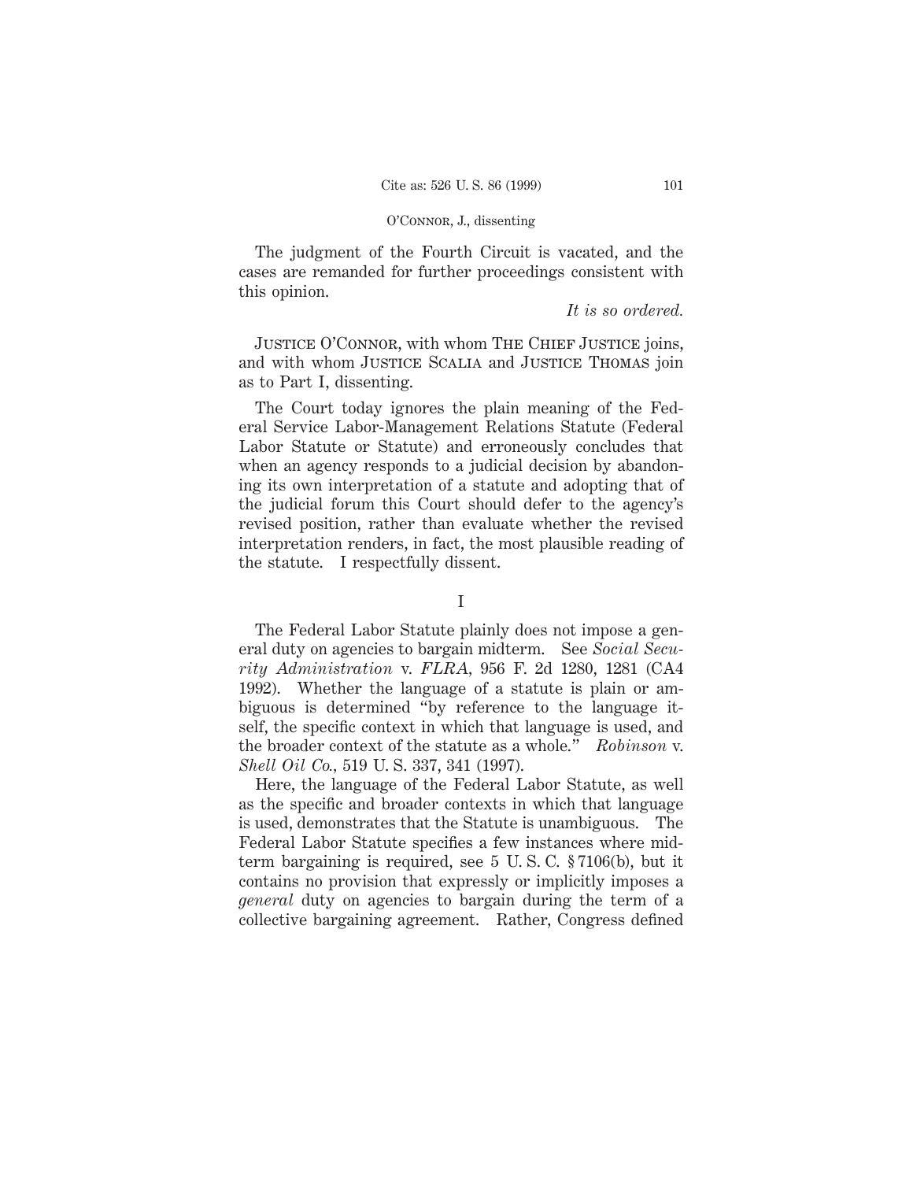The judgment of the Fourth Circuit is vacated, and the cases are remanded for further proceedings consistent with this opinion.

*It is so ordered.*

JUSTICE O'CONNOR, with whom THE CHIEF JUSTICE joins, and with whom JUSTICE SCALIA and JUSTICE THOMAS join as to Part I, dissenting.

The Court today ignores the plain meaning of the Federal Service Labor-Management Relations Statute (Federal Labor Statute or Statute) and erroneously concludes that when an agency responds to a judicial decision by abandoning its own interpretation of a statute and adopting that of the judicial forum this Court should defer to the agency's revised position, rather than evaluate whether the revised interpretation renders, in fact, the most plausible reading of the statute. I respectfully dissent.

I

The Federal Labor Statute plainly does not impose a general duty on agencies to bargain midterm. See *Social Security Administration* v. *FLRA*, 956 F. 2d 1280, 1281 (CA4 1992). Whether the language of a statute is plain or ambiguous is determined "by reference to the language itself, the specific context in which that language is used, and the broader context of the statute as a whole." *Robinson* v. *Shell Oil Co.*, 519 U. S. 337, 341 (1997).

Here, the language of the Federal Labor Statute, as well as the specific and broader contexts in which that language is used, demonstrates that the Statute is unambiguous. The Federal Labor Statute specifies a few instances where midterm bargaining is required, see 5 U. S. C. § 7106(b), but it contains no provision that expressly or implicitly imposes a *general* duty on agencies to bargain during the term of a collective bargaining agreement. Rather, Congress defined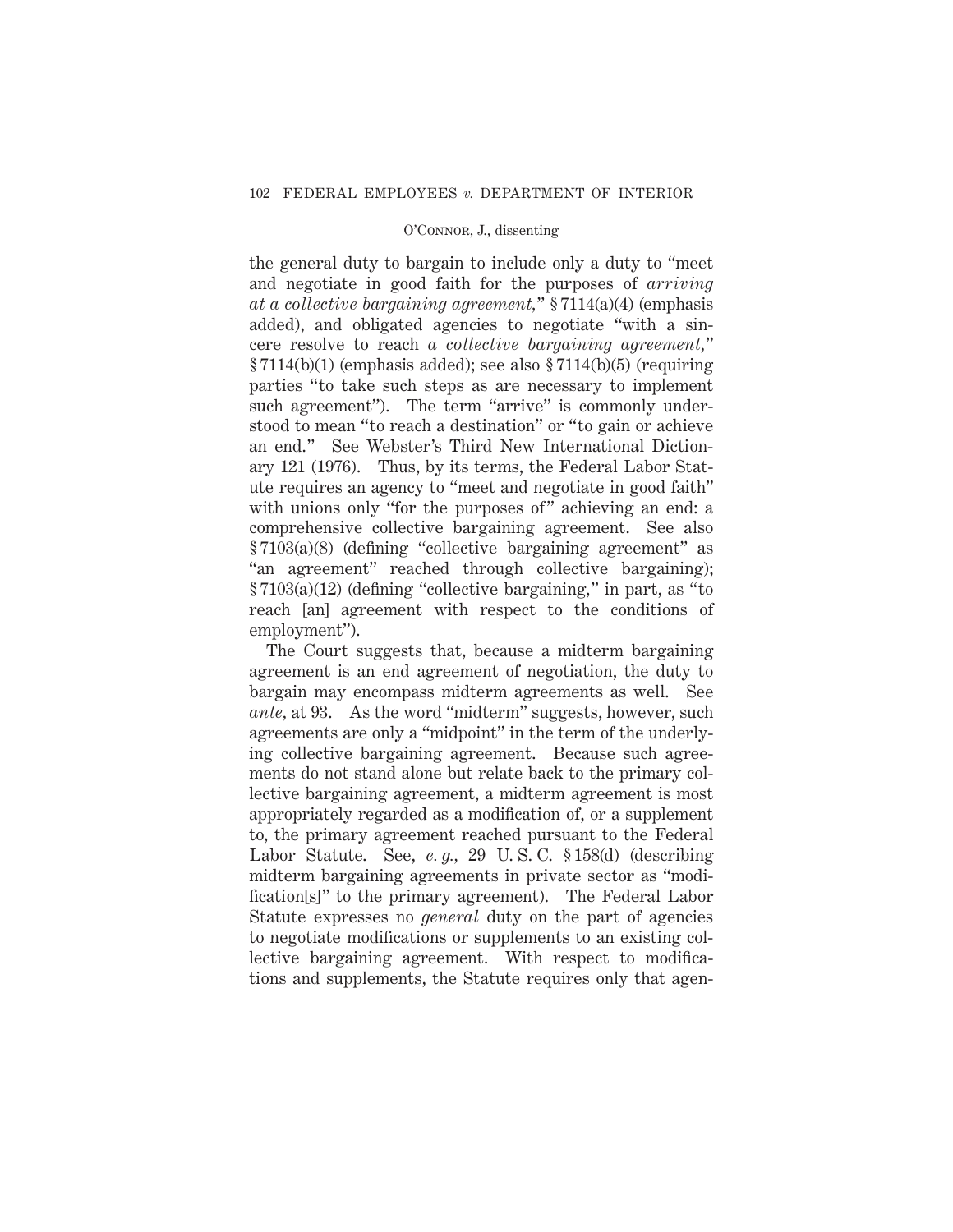the general duty to bargain to include only a duty to "meet and negotiate in good faith for the purposes of *arriving at a collective bargaining agreement,*" § 7114(a)(4) (emphasis added), and obligated agencies to negotiate "with a sincere resolve to reach *a collective bargaining agreement,*" § 7114(b)(1) (emphasis added); see also § 7114(b)(5) (requiring parties "to take such steps as are necessary to implement such agreement"). The term "arrive" is commonly understood to mean "to reach a destination" or "to gain or achieve an end." See Webster's Third New International Dictionary 121 (1976). Thus, by its terms, the Federal Labor Statute requires an agency to "meet and negotiate in good faith" with unions only "for the purposes of" achieving an end: a comprehensive collective bargaining agreement. See also § 7103(a)(8) (defining "collective bargaining agreement" as "an agreement" reached through collective bargaining); § 7103(a)(12) (defining "collective bargaining," in part, as "to reach [an] agreement with respect to the conditions of employment").

The Court suggests that, because a midterm bargaining agreement is an end agreement of negotiation, the duty to bargain may encompass midterm agreements as well. See *ante*, at 93. As the word "midterm" suggests, however, such agreements are only a "midpoint" in the term of the underlying collective bargaining agreement. Because such agreements do not stand alone but relate back to the primary collective bargaining agreement, a midterm agreement is most appropriately regarded as a modification of, or a supplement to, the primary agreement reached pursuant to the Federal Labor Statute. See, *e. g.*, 29 U. S. C. § 158(d) (describing midterm bargaining agreements in private sector as "modification[s]" to the primary agreement). The Federal Labor Statute expresses no *general* duty on the part of agencies to negotiate modifications or supplements to an existing collective bargaining agreement. With respect to modifications and supplements, the Statute requires only that agen-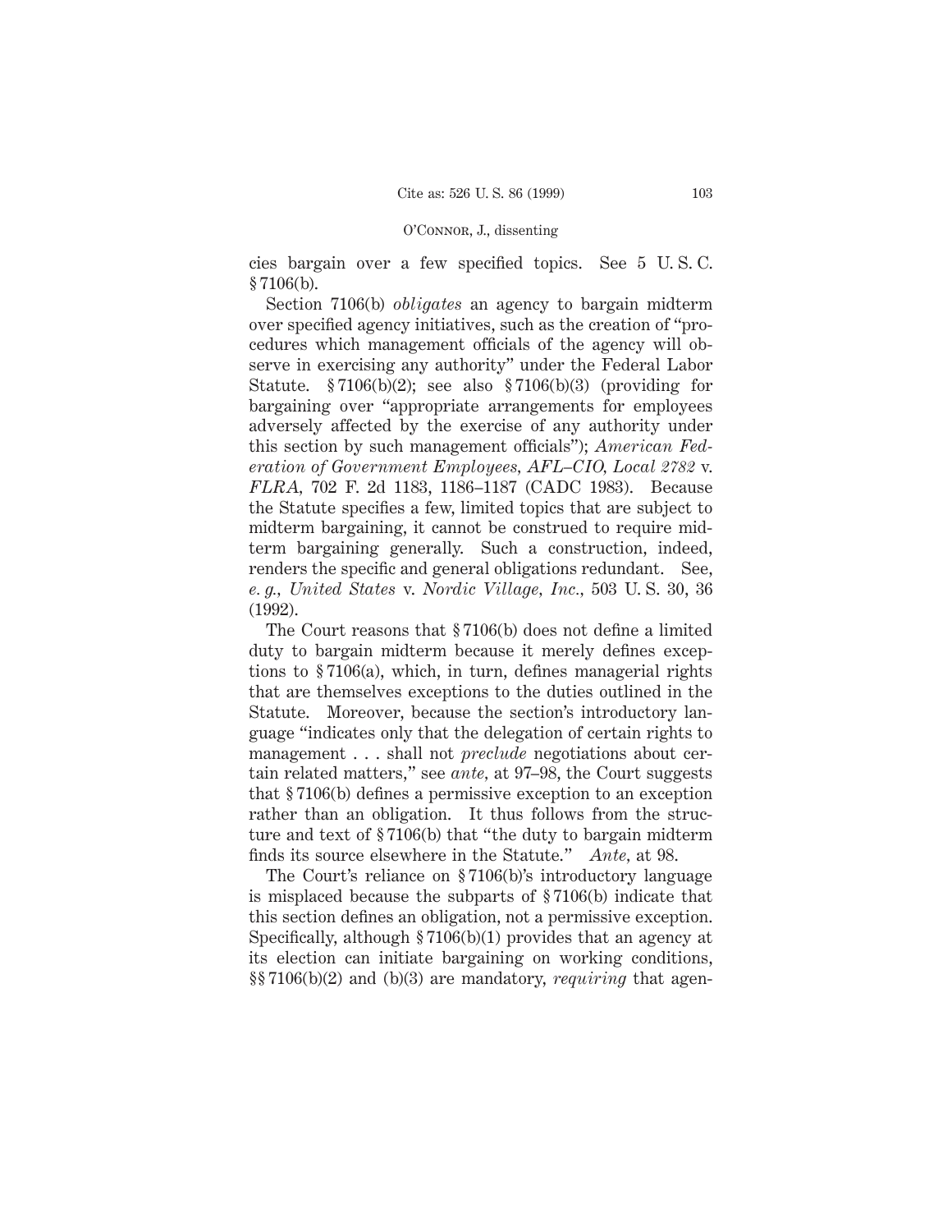cies bargain over a few specified topics. See 5 U. S. C. § 7106(b).

Section 7106(b) *obligates* an agency to bargain midterm over specified agency initiatives, such as the creation of "procedures which management officials of the agency will observe in exercising any authority" under the Federal Labor Statute. § 7106(b)(2); see also § 7106(b)(3) (providing for bargaining over "appropriate arrangements for employees adversely affected by the exercise of any authority under this section by such management officials"); *American Federation of Government Employees, AFL–CIO, Local 2782* v. *FLRA*, 702 F. 2d 1183, 1186–1187 (CADC 1983). Because the Statute specifies a few, limited topics that are subject to midterm bargaining, it cannot be construed to require midterm bargaining generally. Such a construction, indeed, renders the specific and general obligations redundant. See, *e. g.*, *United States* v. *Nordic Village, Inc.*, 503 U. S. 30, 36 (1992).

The Court reasons that § 7106(b) does not define a limited duty to bargain midterm because it merely defines exceptions to § 7106(a), which, in turn, defines managerial rights that are themselves exceptions to the duties outlined in the Statute. Moreover, because the section's introductory language "indicates only that the delegation of certain rights to management . . . shall not *preclude* negotiations about certain related matters," see *ante*, at 97–98, the Court suggests that § 7106(b) defines a permissive exception to an exception rather than an obligation. It thus follows from the structure and text of § 7106(b) that "the duty to bargain midterm finds its source elsewhere in the Statute." *Ante*, at 98.

The Court's reliance on § 7106(b)'s introductory language is misplaced because the subparts of § 7106(b) indicate that this section defines an obligation, not a permissive exception. Specifically, although § 7106(b)(1) provides that an agency at its election can initiate bargaining on working conditions, §§ 7106(b)(2) and (b)(3) are mandatory, *requiring* that agen-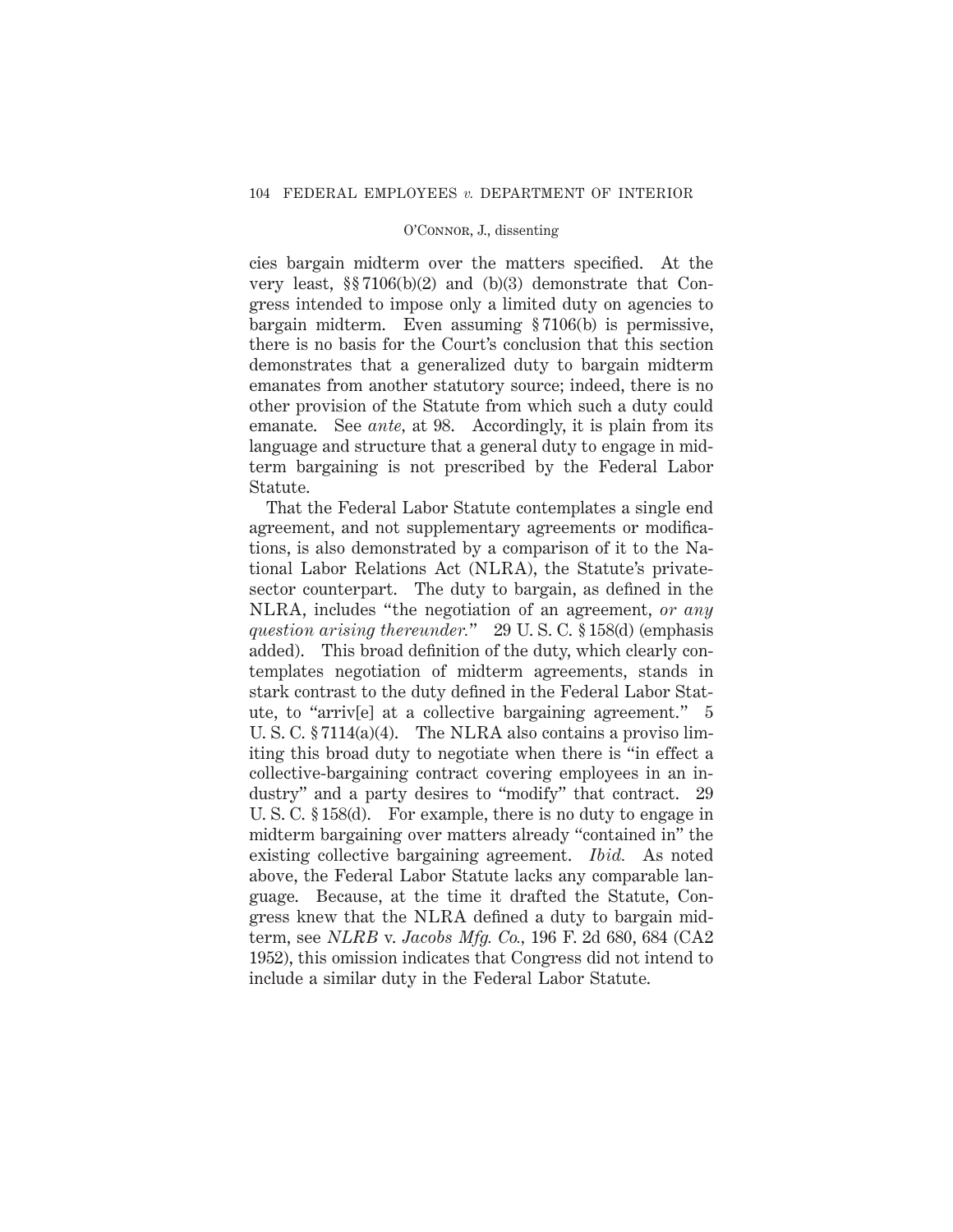cies bargain midterm over the matters specified. At the very least, §§ 7106(b)(2) and (b)(3) demonstrate that Congress intended to impose only a limited duty on agencies to bargain midterm. Even assuming § 7106(b) is permissive, there is no basis for the Court's conclusion that this section demonstrates that a generalized duty to bargain midterm emanates from another statutory source; indeed, there is no other provision of the Statute from which such a duty could emanate. See *ante*, at 98. Accordingly, it is plain from its language and structure that a general duty to engage in midterm bargaining is not prescribed by the Federal Labor Statute.

That the Federal Labor Statute contemplates a single end agreement, and not supplementary agreements or modifications, is also demonstrated by a comparison of it to the National Labor Relations Act (NLRA), the Statute's private-sector counterpart. The duty to bargain, as defined in the NLRA, includes "the negotiation of an agreement, *or any question arising thereunder.*" 29 U. S. C. § 158(d) (emphasis added). This broad definition of the duty, which clearly contemplates negotiation of midterm agreements, stands in stark contrast to the duty defined in the Federal Labor Statute, to "arriv[e] at a collective bargaining agreement." 5 U. S. C. § 7114(a)(4). The NLRA also contains a proviso limiting this broad duty to negotiate when there is "in effect a collective-bargaining contract covering employees in an industry" and a party desires to "modify" that contract. 29 U. S. C. § 158(d). For example, there is no duty to engage in midterm bargaining over matters already "contained in" the existing collective bargaining agreement. *Ibid.* As noted above, the Federal Labor Statute lacks any comparable language. Because, at the time it drafted the Statute, Congress knew that the NLRA defined a duty to bargain midterm, see *NLRB* v. *Jacobs Mfg. Co.*, 196 F. 2d 680, 684 (CA2 1952), this omission indicates that Congress did not intend to include a similar duty in the Federal Labor Statute.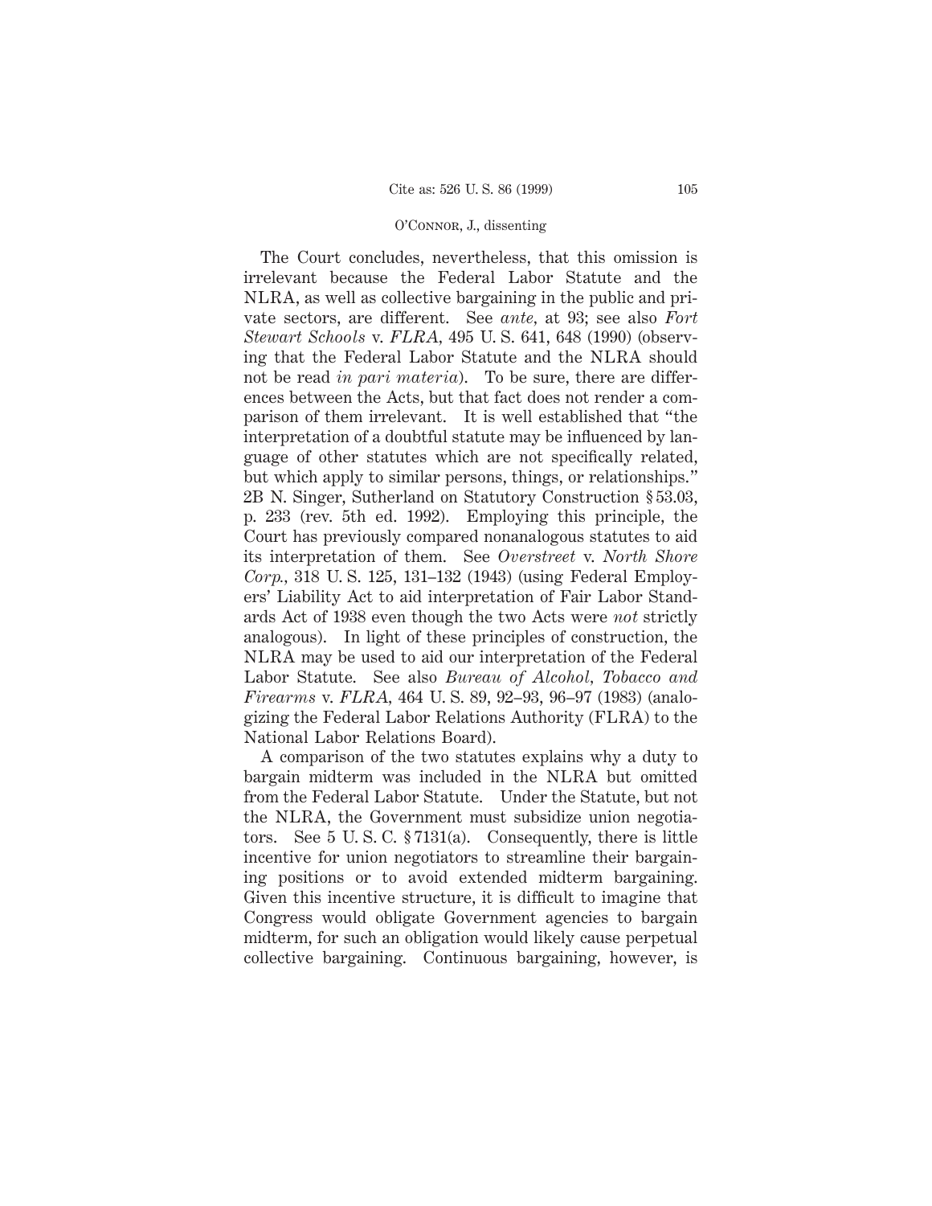The Court concludes, nevertheless, that this omission is irrelevant because the Federal Labor Statute and the NLRA, as well as collective bargaining in the public and private sectors, are different. See *ante*, at 93; see also *Fort Stewart Schools* v. *FLRA*, 495 U. S. 641, 648 (1990) (observing that the Federal Labor Statute and the NLRA should not be read *in pari materia*). To be sure, there are differences between the Acts, but that fact does not render a comparison of them irrelevant. It is well established that "the interpretation of a doubtful statute may be influenced by language of other statutes which are not specifically related, but which apply to similar persons, things, or relationships." 2B N. Singer, Sutherland on Statutory Construction § 53.03, p. 233 (rev. 5th ed. 1992). Employing this principle, the Court has previously compared nonanalogous statutes to aid its interpretation of them. See *Overstreet* v. *North Shore Corp.*, 318 U. S. 125, 131–132 (1943) (using Federal Employers' Liability Act to aid interpretation of Fair Labor Standards Act of 1938 even though the two Acts were *not* strictly analogous). In light of these principles of construction, the NLRA may be used to aid our interpretation of the Federal Labor Statute. See also *Bureau of Alcohol, Tobacco and Firearms* v. *FLRA*, 464 U. S. 89, 92–93, 96–97 (1983) (analogizing the Federal Labor Relations Authority (FLRA) to the National Labor Relations Board).

A comparison of the two statutes explains why a duty to bargain midterm was included in the NLRA but omitted from the Federal Labor Statute. Under the Statute, but not the NLRA, the Government must subsidize union negotiators. See 5 U. S. C. § 7131(a). Consequently, there is little incentive for union negotiators to streamline their bargaining positions or to avoid extended midterm bargaining. Given this incentive structure, it is difficult to imagine that Congress would obligate Government agencies to bargain midterm, for such an obligation would likely cause perpetual collective bargaining. Continuous bargaining, however, is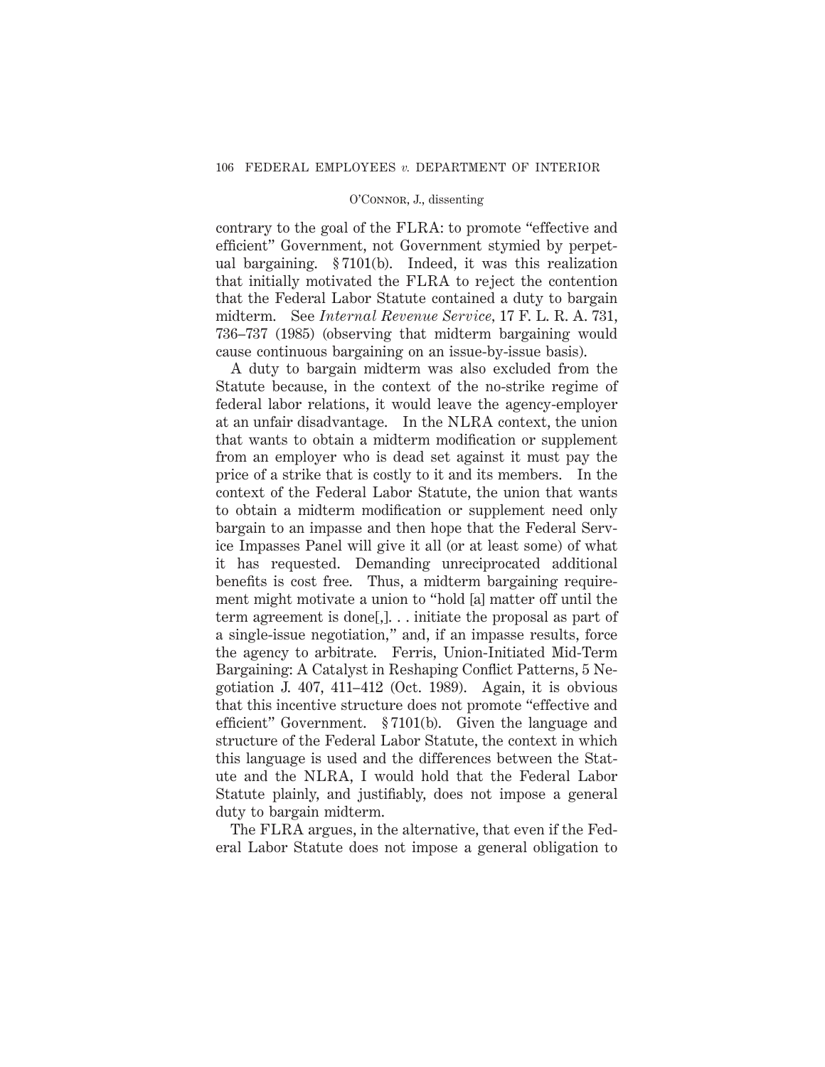contrary to the goal of the FLRA: to promote "effective and efficient" Government, not Government stymied by perpetual bargaining. § 7101(b). Indeed, it was this realization that initially motivated the FLRA to reject the contention that the Federal Labor Statute contained a duty to bargain midterm. See *Internal Revenue Service,* 17 F. L. R. A. 731, 736–737 (1985) (observing that midterm bargaining would cause continuous bargaining on an issue-by-issue basis).

A duty to bargain midterm was also excluded from the Statute because, in the context of the no-strike regime of federal labor relations, it would leave the agency-employer at an unfair disadvantage. In the NLRA context, the union that wants to obtain a midterm modification or supplement from an employer who is dead set against it must pay the price of a strike that is costly to it and its members. In the context of the Federal Labor Statute, the union that wants to obtain a midterm modification or supplement need only bargain to an impasse and then hope that the Federal Service Impasses Panel will give it all (or at least some) of what it has requested. Demanding unreciprocated additional benefits is cost free. Thus, a midterm bargaining requirement might motivate a union to "hold [a] matter off until the term agreement is done[,]. . . initiate the proposal as part of a single-issue negotiation," and, if an impasse results, force the agency to arbitrate. Ferris, Union-Initiated Mid-Term Bargaining: A Catalyst in Reshaping Conflict Patterns, 5 Negotiation J. 407, 411–412 (Oct. 1989). Again, it is obvious that this incentive structure does not promote "effective and efficient" Government. § 7101(b). Given the language and structure of the Federal Labor Statute, the context in which this language is used and the differences between the Statute and the NLRA, I would hold that the Federal Labor Statute plainly, and justifiably, does not impose a general duty to bargain midterm.

The FLRA argues, in the alternative, that even if the Federal Labor Statute does not impose a general obligation to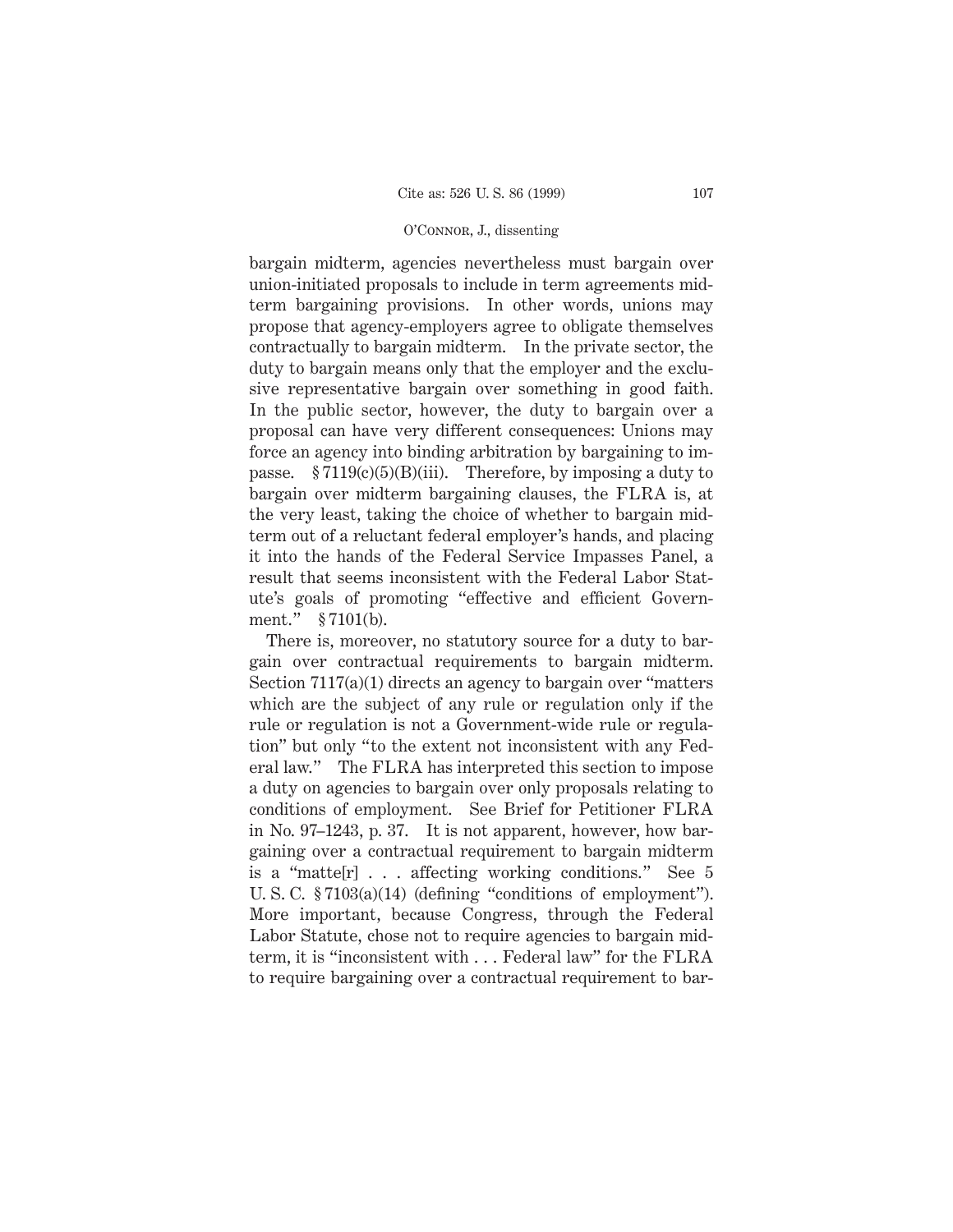bargain midterm, agencies nevertheless must bargain over union-initiated proposals to include in term agreements midterm bargaining provisions. In other words, unions may propose that agency-employers agree to obligate themselves contractually to bargain midterm. In the private sector, the duty to bargain means only that the employer and the exclusive representative bargain over something in good faith. In the public sector, however, the duty to bargain over a proposal can have very different consequences: Unions may force an agency into binding arbitration by bargaining to impasse. § 7119(c)(5)(B)(iii). Therefore, by imposing a duty to bargain over midterm bargaining clauses, the FLRA is, at the very least, taking the choice of whether to bargain midterm out of a reluctant federal employer's hands, and placing it into the hands of the Federal Service Impasses Panel, a result that seems inconsistent with the Federal Labor Statute's goals of promoting "effective and efficient Government." § 7101(b).

There is, moreover, no statutory source for a duty to bargain over contractual requirements to bargain midterm. Section 7117(a)(1) directs an agency to bargain over "matters which are the subject of any rule or regulation only if the rule or regulation is not a Government-wide rule or regulation" but only "to the extent not inconsistent with any Federal law." The FLRA has interpreted this section to impose a duty on agencies to bargain over only proposals relating to conditions of employment. See Brief for Petitioner FLRA in No. 97–1243, p. 37. It is not apparent, however, how bargaining over a contractual requirement to bargain midterm is a "matte[r] . . . affecting working conditions." See 5 U. S. C. § 7103(a)(14) (defining "conditions of employment"). More important, because Congress, through the Federal Labor Statute, chose not to require agencies to bargain midterm, it is "inconsistent with . . . Federal law" for the FLRA to require bargaining over a contractual requirement to bar-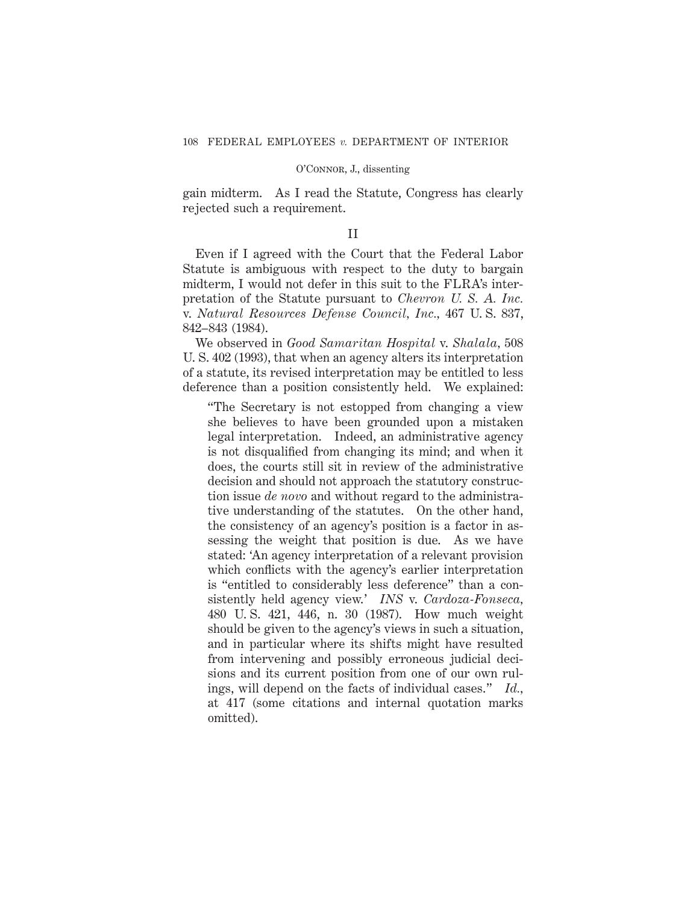gain midterm. As I read the Statute, Congress has clearly rejected such a requirement.

## II

Even if I agreed with the Court that the Federal Labor Statute is ambiguous with respect to the duty to bargain midterm, I would not defer in this suit to the FLRA's interpretation of the Statute pursuant to *Chevron U. S. A. Inc.* v. *Natural Resources Defense Council, Inc.,* 467 U. S. 837, 842–843 (1984).

We observed in *Good Samaritan Hospital* v. *Shalala,* 508 U. S. 402 (1993), that when an agency alters its interpretation of a statute, its revised interpretation may be entitled to less deference than a position consistently held. We explained:

> "The Secretary is not estopped from changing a view she believes to have been grounded upon a mistaken legal interpretation. Indeed, an administrative agency is not disqualified from changing its mind; and when it does, the courts still sit in review of the administrative decision and should not approach the statutory construction issue *de novo* and without regard to the administrative understanding of the statutes. On the other hand, the consistency of an agency's position is a factor in assessing the weight that position is due. As we have stated: 'An agency interpretation of a relevant provision which conflicts with the agency's earlier interpretation is "entitled to considerably less deference" than a consistently held agency view.' *INS* v. *Cardoza-Fonseca,* 480 U. S. 421, 446, n. 30 (1987). How much weight should be given to the agency's views in such a situation, and in particular where its shifts might have resulted from intervening and possibly erroneous judicial decisions and its current position from one of our own rulings, will depend on the facts of individual cases." *Id.,* at 417 (some citations and internal quotation marks omitted).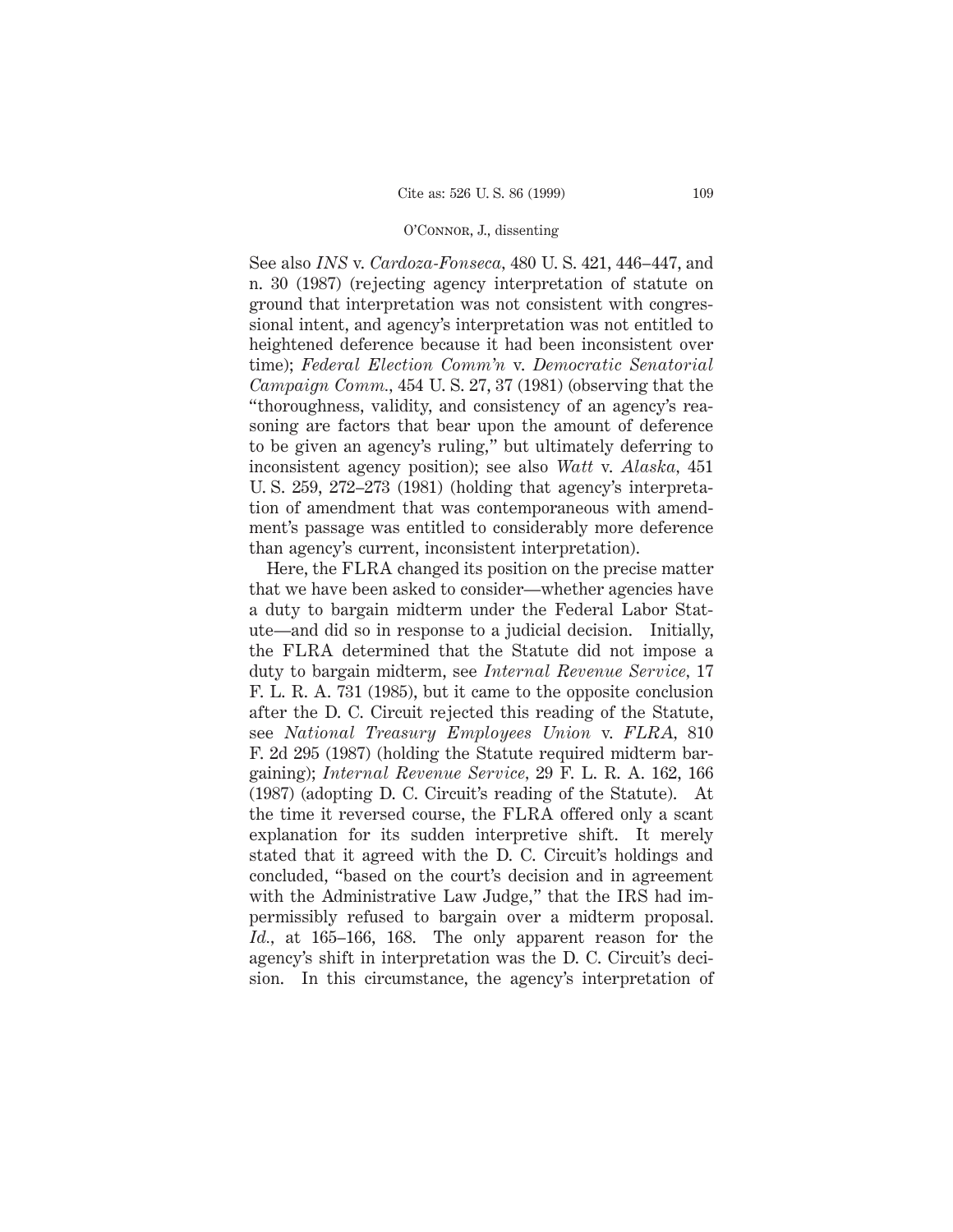See also *INS* v. *Cardoza-Fonseca,* 480 U. S. 421, 446–447, and n. 30 (1987) (rejecting agency interpretation of statute on ground that interpretation was not consistent with congressional intent, and agency's interpretation was not entitled to heightened deference because it had been inconsistent over time); *Federal Election Comm'n* v. *Democratic Senatorial Campaign Comm.,* 454 U. S. 27, 37 (1981) (observing that the "thoroughness, validity, and consistency of an agency's reasoning are factors that bear upon the amount of deference to be given an agency's ruling," but ultimately deferring to inconsistent agency position); see also *Watt* v. *Alaska,* 451 U. S. 259, 272–273 (1981) (holding that agency's interpretation of amendment that was contemporaneous with amendment's passage was entitled to considerably more deference than agency's current, inconsistent interpretation).

Here, the FLRA changed its position on the precise matter that we have been asked to consider—whether agencies have a duty to bargain midterm under the Federal Labor Statute—and did so in response to a judicial decision. Initially, the FLRA determined that the Statute did not impose a duty to bargain midterm, see *Internal Revenue Service,* 17 F. L. R. A. 731 (1985), but it came to the opposite conclusion after the D. C. Circuit rejected this reading of the Statute, see *National Treasury Employees Union* v. *FLRA,* 810 F. 2d 295 (1987) (holding the Statute required midterm bargaining); *Internal Revenue Service,* 29 F. L. R. A. 162, 166 (1987) (adopting D. C. Circuit's reading of the Statute). At the time it reversed course, the FLRA offered only a scant explanation for its sudden interpretive shift. It merely stated that it agreed with the D. C. Circuit's holdings and concluded, "based on the court's decision and in agreement with the Administrative Law Judge," that the IRS had impermissibly refused to bargain over a midterm proposal. *Id.,* at 165–166, 168. The only apparent reason for the agency's shift in interpretation was the D. C. Circuit's decision. In this circumstance, the agency's interpretation of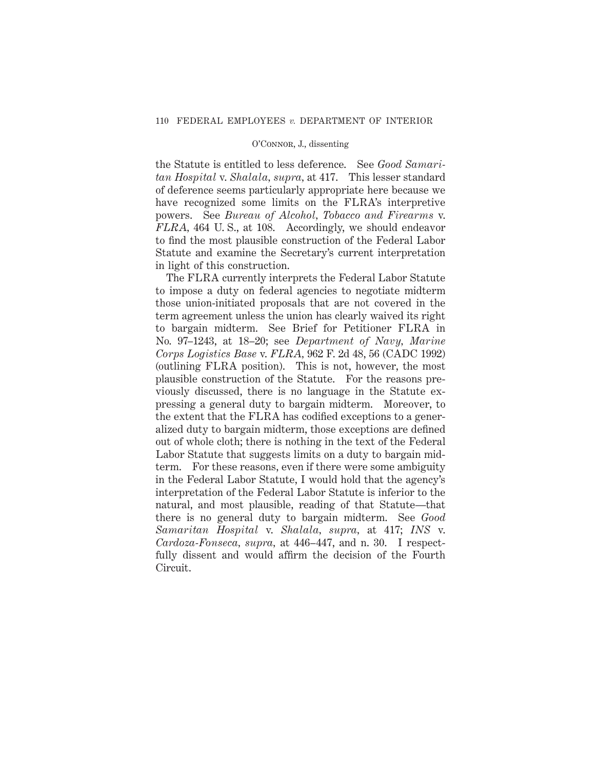the Statute is entitled to less deference. See *Good Samaritan Hospital* v. *Shalala*, *supra*, at 417. This lesser standard of deference seems particularly appropriate here because we have recognized some limits on the FLRA's interpretive powers. See *Bureau of Alcohol, Tobacco and Firearms* v. *FLRA*, 464 U. S., at 108. Accordingly, we should endeavor to find the most plausible construction of the Federal Labor Statute and examine the Secretary's current interpretation in light of this construction.

The FLRA currently interprets the Federal Labor Statute to impose a duty on federal agencies to negotiate midterm those union-initiated proposals that are not covered in the term agreement unless the union has clearly waived its right to bargain midterm. See Brief for Petitioner FLRA in No. 97–1243, at 18–20; see *Department of Navy, Marine Corps Logistics Base* v. *FLRA*, 962 F. 2d 48, 56 (CADC 1992) (outlining FLRA position). This is not, however, the most plausible construction of the Statute. For the reasons previously discussed, there is no language in the Statute expressing a general duty to bargain midterm. Moreover, to the extent that the FLRA has codified exceptions to a generalized duty to bargain midterm, those exceptions are defined out of whole cloth; there is nothing in the text of the Federal Labor Statute that suggests limits on a duty to bargain midterm. For these reasons, even if there were some ambiguity in the Federal Labor Statute, I would hold that the agency's interpretation of the Federal Labor Statute is inferior to the natural, and most plausible, reading of that Statute—that there is no general duty to bargain midterm. See *Good Samaritan Hospital* v. *Shalala*, *supra*, at 417; *INS* v. *Cardoza-Fonseca*, *supra*, at 446–447, and n. 30. I respectfully dissent and would affirm the decision of the Fourth Circuit.